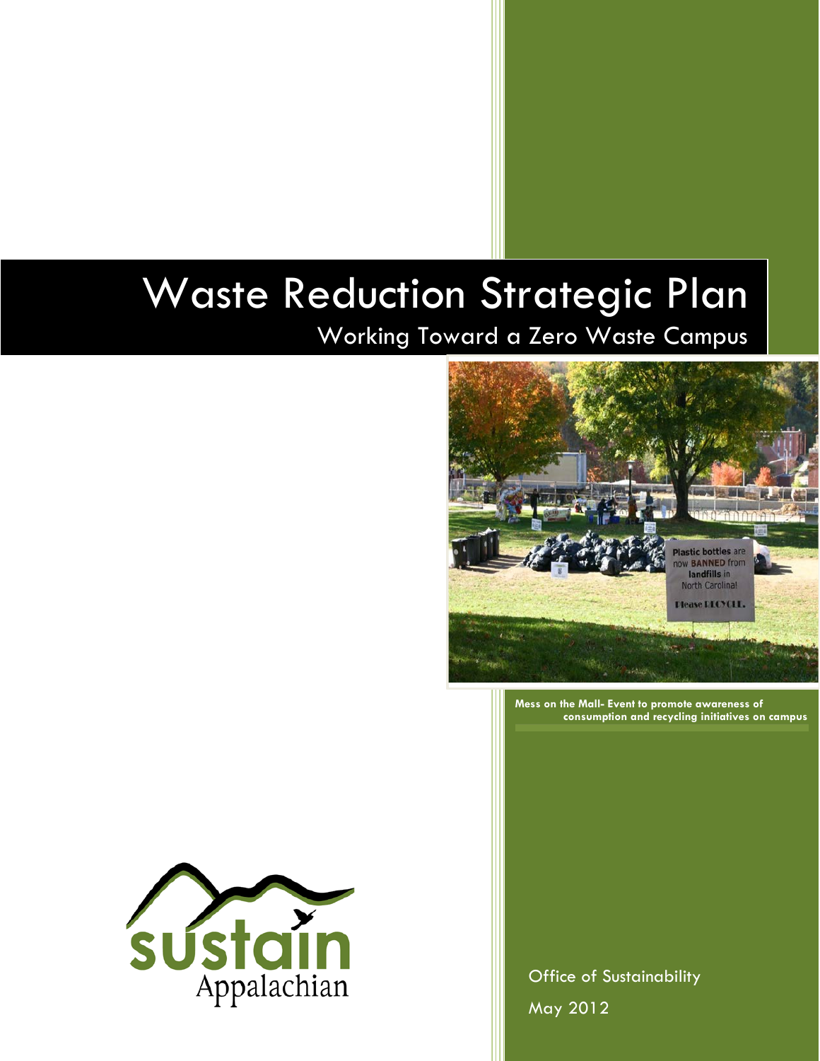# Waste Reduction Strategic Plan

## Working Toward a Zero Waste Campus

**Mess on the Mall- Event to promote awareness of consumption and recycling initiatives on campus**

sustain Appalachian

Office of Sustainability

May 2012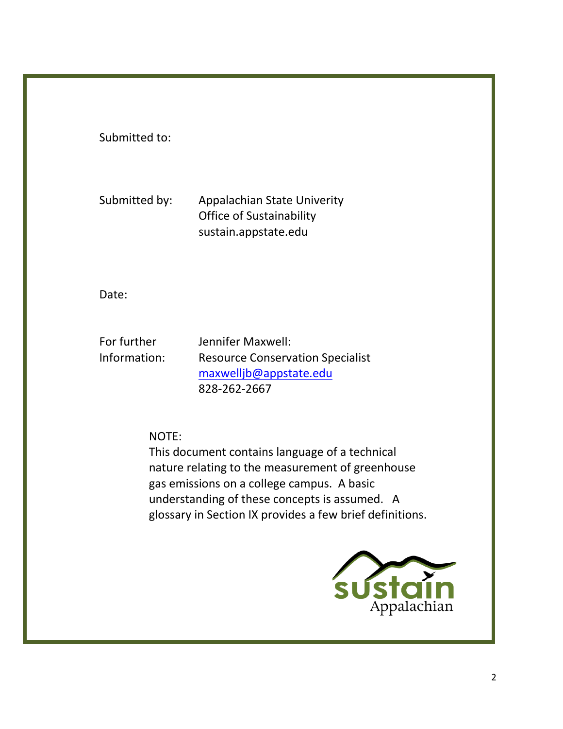Submitted to:

Submitted by: Appalachian State Univerity
Office of Sustainability
sustain.appstate.edu

Date:

For further Information: Jennifer Maxwell:
Resource Conservation Specialist
maxwelljb@appstate.edu
828-262-2667

NOTE:
This document contains language of a technical nature relating to the measurement of greenhouse gas emissions on a college campus. A basic understanding of these concepts is assumed. A glossary in Section IX provides a few brief definitions.

sustain Appalachian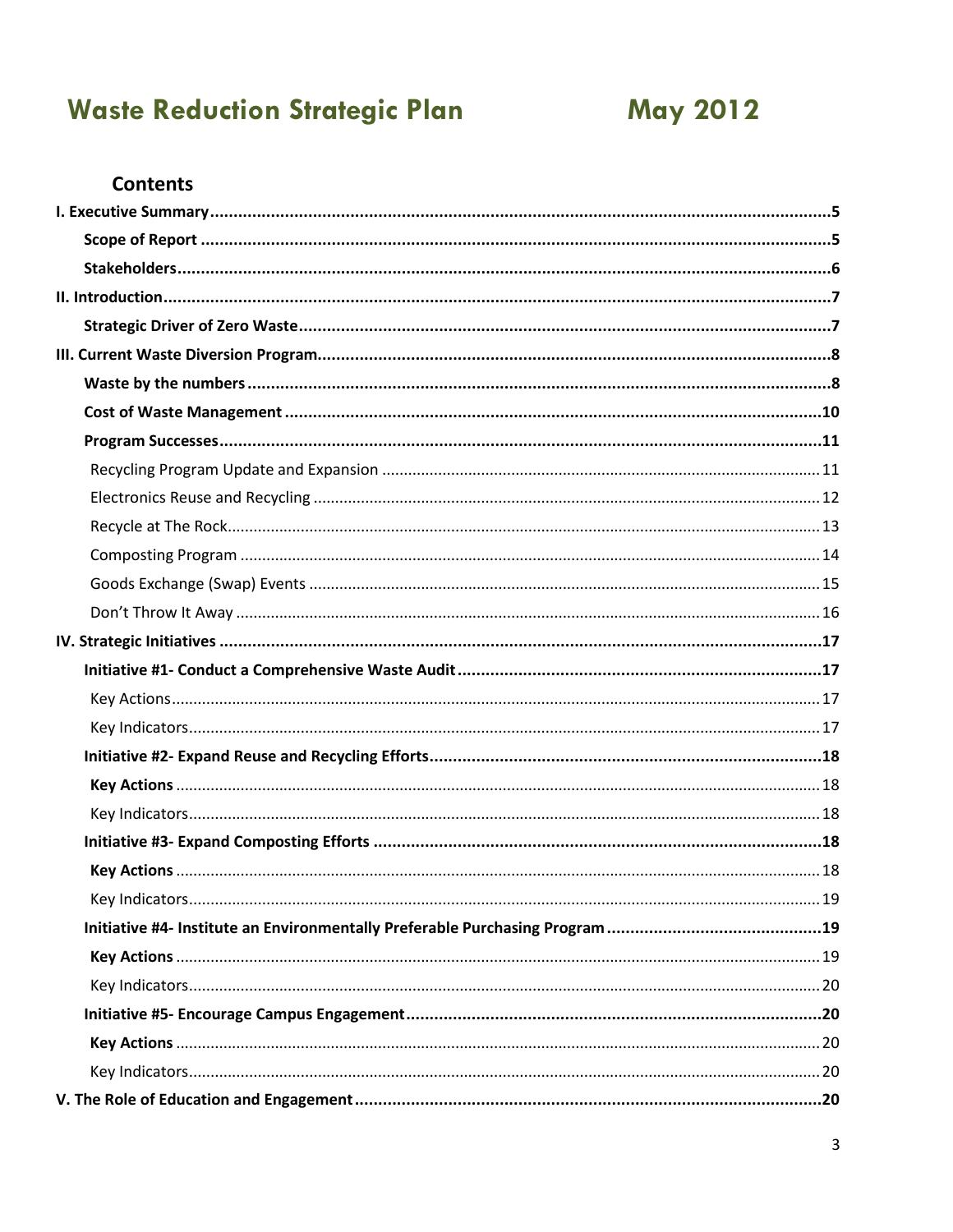# Waste Reduction Strategic Plan May 2012

## Contents

**I. Executive Summary** ..... **5**

**Scope of Report** ..... **5**

**Stakeholders** ..... **6**

**II. Introduction** ..... **7**

**Strategic Driver of Zero Waste** ..... **7**

**III. Current Waste Diversion Program** ..... **8**

**Waste by the numbers** ..... **8**

**Cost of Waste Management** ..... **10**

**Program Successes** ..... **11**

Recycling Program Update and Expansion ..... 11

Electronics Reuse and Recycling ..... 12

Recycle at The Rock ..... 13

Composting Program ..... 14

Goods Exchange (Swap) Events ..... 15

Don't Throw It Away ..... 16

**IV. Strategic Initiatives** ..... **17**

**Initiative #1- Conduct a Comprehensive Waste Audit** ..... **17**

Key Actions ..... 17

Key Indicators ..... 17

**Initiative #2- Expand Reuse and Recycling Efforts** ..... **18**

**Key Actions** ..... 18

Key Indicators ..... 18

**Initiative #3- Expand Composting Efforts** ..... **18**

**Key Actions** ..... 18

Key Indicators ..... 19

**Initiative #4- Institute an Environmentally Preferable Purchasing Program** ..... **19**

**Key Actions** ..... 19

Key Indicators ..... 20

**Initiative #5- Encourage Campus Engagement** ..... **20**

**Key Actions** ..... 20

Key Indicators ..... 20

**V. The Role of Education and Engagement** ..... **20**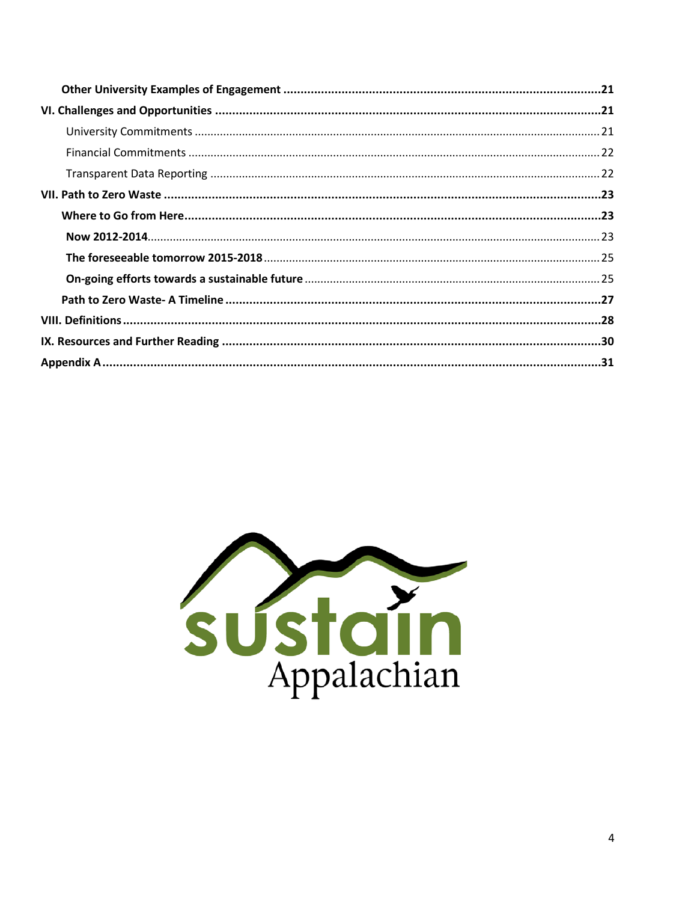**Other University Examples of Engagement** ........ **21**

**VI. Challenges and Opportunities** ........ **21**

University Commitments ........ 21

Financial Commitments ........ 22

Transparent Data Reporting ........ 22

**VII. Path to Zero Waste** ........ **23**

**Where to Go from Here** ........ **23**

**Now 2012-2014** ........ 23

**The foreseeable tomorrow 2015-2018** ........ 25

**On-going efforts towards a sustainable future** ........ 25

**Path to Zero Waste- A Timeline** ........ **27**

**VIII. Definitions** ........ **28**

**IX. Resources and Further Reading** ........ **30**

**Appendix A** ........ **31**

sustain Appalachian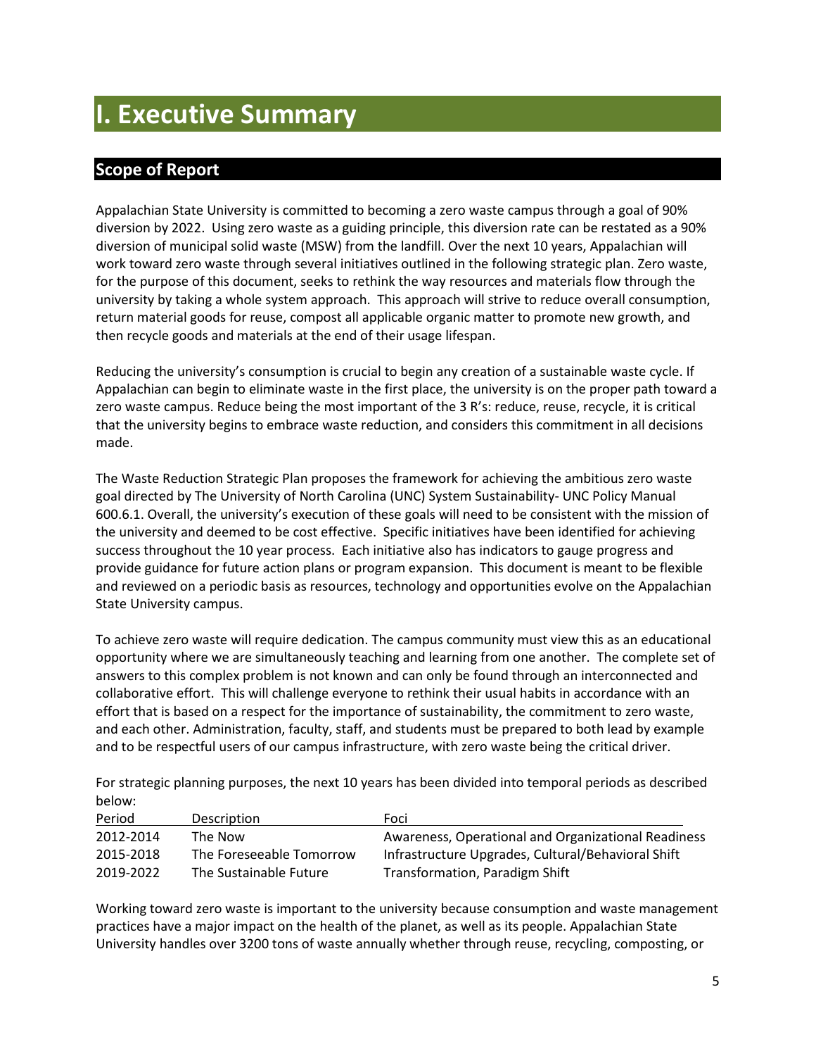# I. Executive Summary

## Scope of Report

Appalachian State University is committed to becoming a zero waste campus through a goal of 90% diversion by 2022. Using zero waste as a guiding principle, this diversion rate can be restated as a 90% diversion of municipal solid waste (MSW) from the landfill. Over the next 10 years, Appalachian will work toward zero waste through several initiatives outlined in the following strategic plan. Zero waste, for the purpose of this document, seeks to rethink the way resources and materials flow through the university by taking a whole system approach. This approach will strive to reduce overall consumption, return material goods for reuse, compost all applicable organic matter to promote new growth, and then recycle goods and materials at the end of their usage lifespan.

Reducing the university's consumption is crucial to begin any creation of a sustainable waste cycle. If Appalachian can begin to eliminate waste in the first place, the university is on the proper path toward a zero waste campus. Reduce being the most important of the 3 R's: reduce, reuse, recycle, it is critical that the university begins to embrace waste reduction, and considers this commitment in all decisions made.

The Waste Reduction Strategic Plan proposes the framework for achieving the ambitious zero waste goal directed by The University of North Carolina (UNC) System Sustainability- UNC Policy Manual 600.6.1. Overall, the university's execution of these goals will need to be consistent with the mission of the university and deemed to be cost effective. Specific initiatives have been identified for achieving success throughout the 10 year process. Each initiative also has indicators to gauge progress and provide guidance for future action plans or program expansion. This document is meant to be flexible and reviewed on a periodic basis as resources, technology and opportunities evolve on the Appalachian State University campus.

To achieve zero waste will require dedication. The campus community must view this as an educational opportunity where we are simultaneously teaching and learning from one another. The complete set of answers to this complex problem is not known and can only be found through an interconnected and collaborative effort. This will challenge everyone to rethink their usual habits in accordance with an effort that is based on a respect for the importance of sustainability, the commitment to zero waste, and each other. Administration, faculty, staff, and students must be prepared to both lead by example and to be respectful users of our campus infrastructure, with zero waste being the critical driver.

For strategic planning purposes, the next 10 years has been divided into temporal periods as described below:

| Period | Description | Foci |
|---|---|---|
| 2012-2014 | The Now | Awareness, Operational and Organizational Readiness |
| 2015-2018 | The Foreseeable Tomorrow | Infrastructure Upgrades, Cultural/Behavioral Shift |
| 2019-2022 | The Sustainable Future | Transformation, Paradigm Shift |

Working toward zero waste is important to the university because consumption and waste management practices have a major impact on the health of the planet, as well as its people. Appalachian State University handles over 3200 tons of waste annually whether through reuse, recycling, composting, or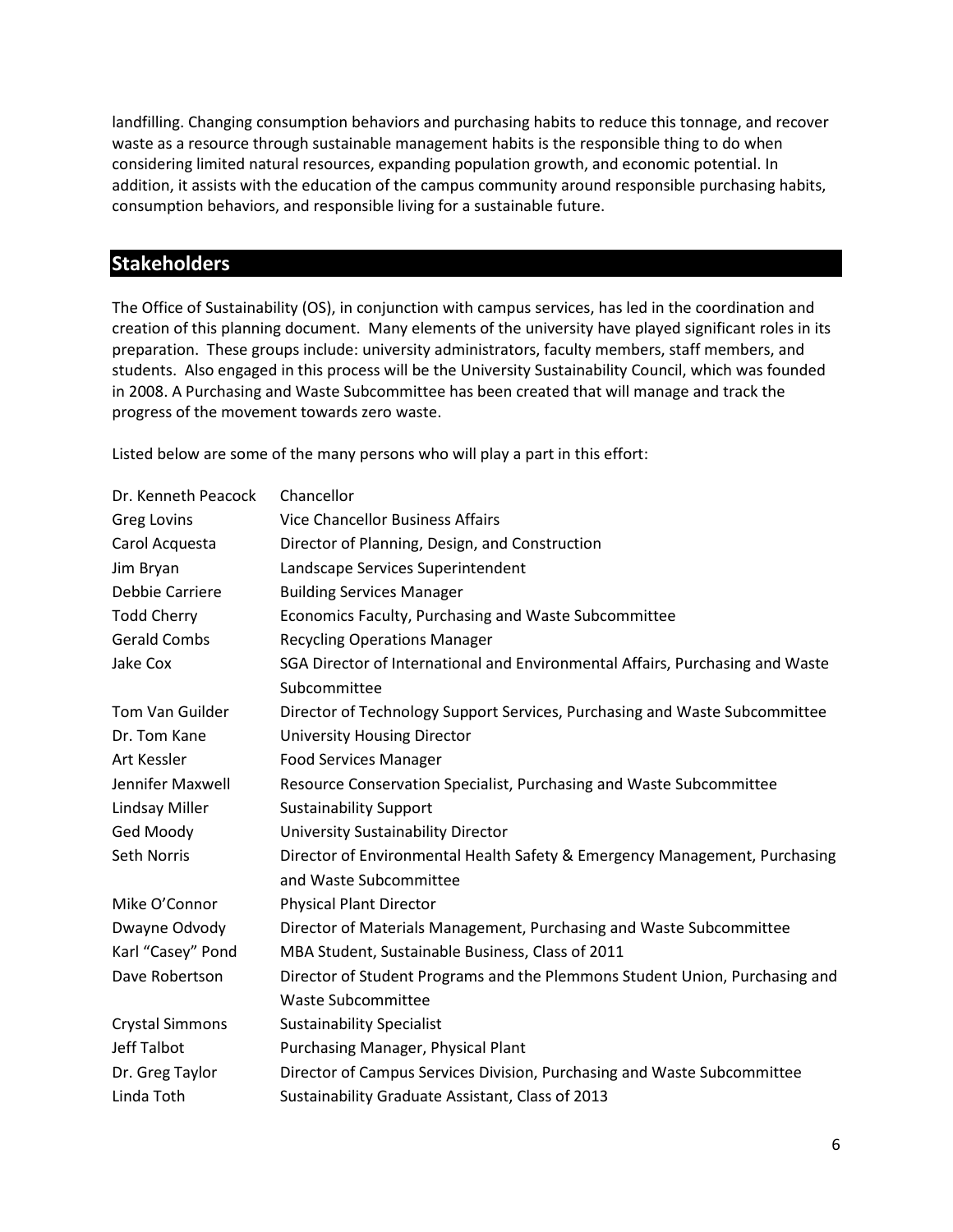landfilling. Changing consumption behaviors and purchasing habits to reduce this tonnage, and recover waste as a resource through sustainable management habits is the responsible thing to do when considering limited natural resources, expanding population growth, and economic potential. In addition, it assists with the education of the campus community around responsible purchasing habits, consumption behaviors, and responsible living for a sustainable future.

## Stakeholders

The Office of Sustainability (OS), in conjunction with campus services, has led in the coordination and creation of this planning document. Many elements of the university have played significant roles in its preparation. These groups include: university administrators, faculty members, staff members, and students. Also engaged in this process will be the University Sustainability Council, which was founded in 2008. A Purchasing and Waste Subcommittee has been created that will manage and track the progress of the movement towards zero waste.

Listed below are some of the many persons who will play a part in this effort:

| | |
|---|---|
| Dr. Kenneth Peacock | Chancellor |
| Greg Lovins | Vice Chancellor Business Affairs |
| Carol Acquesta | Director of Planning, Design, and Construction |
| Jim Bryan | Landscape Services Superintendent |
| Debbie Carriere | Building Services Manager |
| Todd Cherry | Economics Faculty, Purchasing and Waste Subcommittee |
| Gerald Combs | Recycling Operations Manager |
| Jake Cox | SGA Director of International and Environmental Affairs, Purchasing and Waste Subcommittee |
| Tom Van Guilder | Director of Technology Support Services, Purchasing and Waste Subcommittee |
| Dr. Tom Kane | University Housing Director |
| Art Kessler | Food Services Manager |
| Jennifer Maxwell | Resource Conservation Specialist, Purchasing and Waste Subcommittee |
| Lindsay Miller | Sustainability Support |
| Ged Moody | University Sustainability Director |
| Seth Norris | Director of Environmental Health Safety & Emergency Management, Purchasing and Waste Subcommittee |
| Mike O'Connor | Physical Plant Director |
| Dwayne Odvody | Director of Materials Management, Purchasing and Waste Subcommittee |
| Karl "Casey" Pond | MBA Student, Sustainable Business, Class of 2011 |
| Dave Robertson | Director of Student Programs and the Plemmons Student Union, Purchasing and Waste Subcommittee |
| Crystal Simmons | Sustainability Specialist |
| Jeff Talbot | Purchasing Manager, Physical Plant |
| Dr. Greg Taylor | Director of Campus Services Division, Purchasing and Waste Subcommittee |
| Linda Toth | Sustainability Graduate Assistant, Class of 2013 |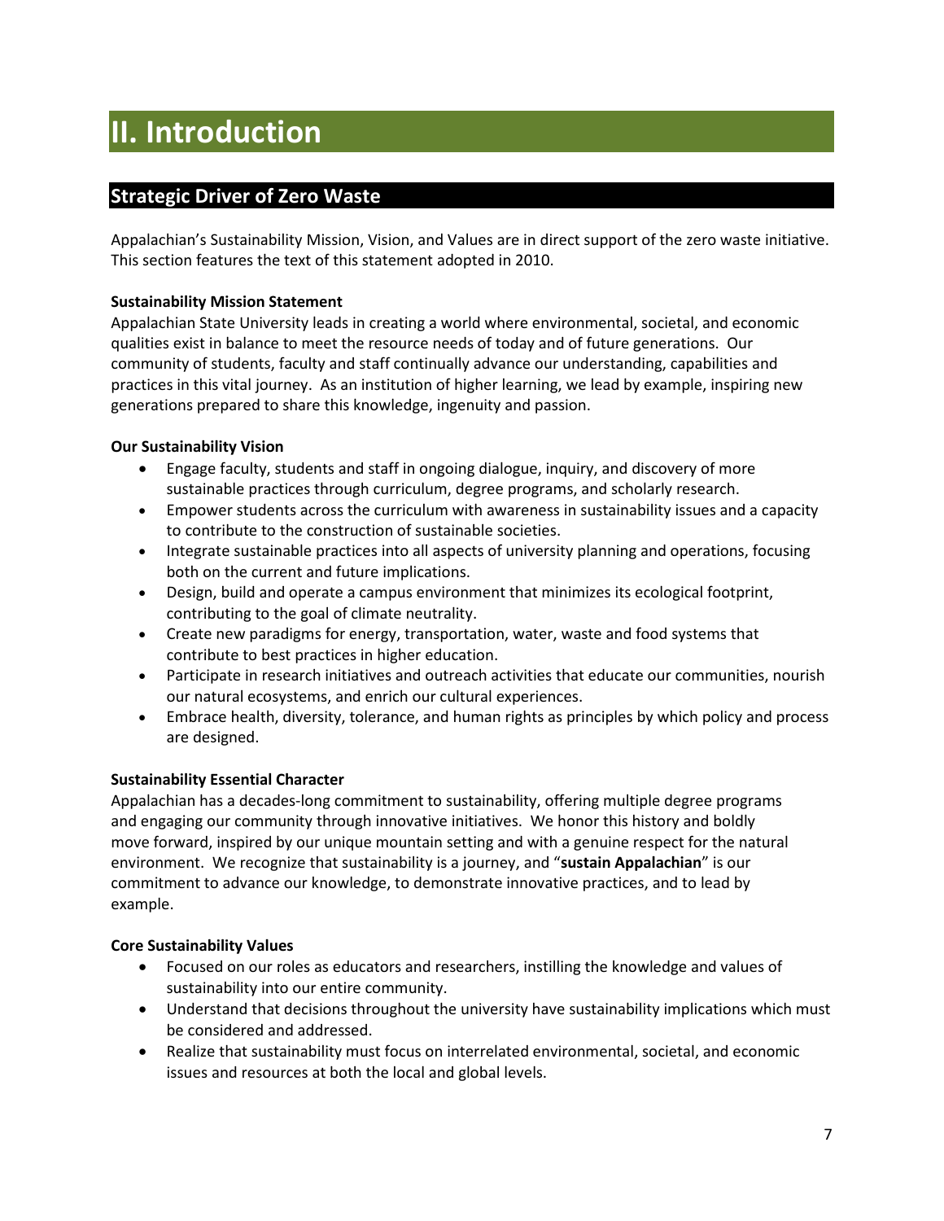# II. Introduction

## Strategic Driver of Zero Waste

Appalachian's Sustainability Mission, Vision, and Values are in direct support of the zero waste initiative. This section features the text of this statement adopted in 2010.

**Sustainability Mission Statement**

Appalachian State University leads in creating a world where environmental, societal, and economic qualities exist in balance to meet the resource needs of today and of future generations. Our community of students, faculty and staff continually advance our understanding, capabilities and practices in this vital journey. As an institution of higher learning, we lead by example, inspiring new generations prepared to share this knowledge, ingenuity and passion.

**Our Sustainability Vision**

- Engage faculty, students and staff in ongoing dialogue, inquiry, and discovery of more sustainable practices through curriculum, degree programs, and scholarly research.
- Empower students across the curriculum with awareness in sustainability issues and a capacity to contribute to the construction of sustainable societies.
- Integrate sustainable practices into all aspects of university planning and operations, focusing both on the current and future implications.
- Design, build and operate a campus environment that minimizes its ecological footprint, contributing to the goal of climate neutrality.
- Create new paradigms for energy, transportation, water, waste and food systems that contribute to best practices in higher education.
- Participate in research initiatives and outreach activities that educate our communities, nourish our natural ecosystems, and enrich our cultural experiences.
- Embrace health, diversity, tolerance, and human rights as principles by which policy and process are designed.

**Sustainability Essential Character**

Appalachian has a decades-long commitment to sustainability, offering multiple degree programs and engaging our community through innovative initiatives. We honor this history and boldly move forward, inspired by our unique mountain setting and with a genuine respect for the natural environment. We recognize that sustainability is a journey, and "**sustain Appalachian**" is our commitment to advance our knowledge, to demonstrate innovative practices, and to lead by example.

**Core Sustainability Values**

- Focused on our roles as educators and researchers, instilling the knowledge and values of sustainability into our entire community.
- Understand that decisions throughout the university have sustainability implications which must be considered and addressed.
- Realize that sustainability must focus on interrelated environmental, societal, and economic issues and resources at both the local and global levels.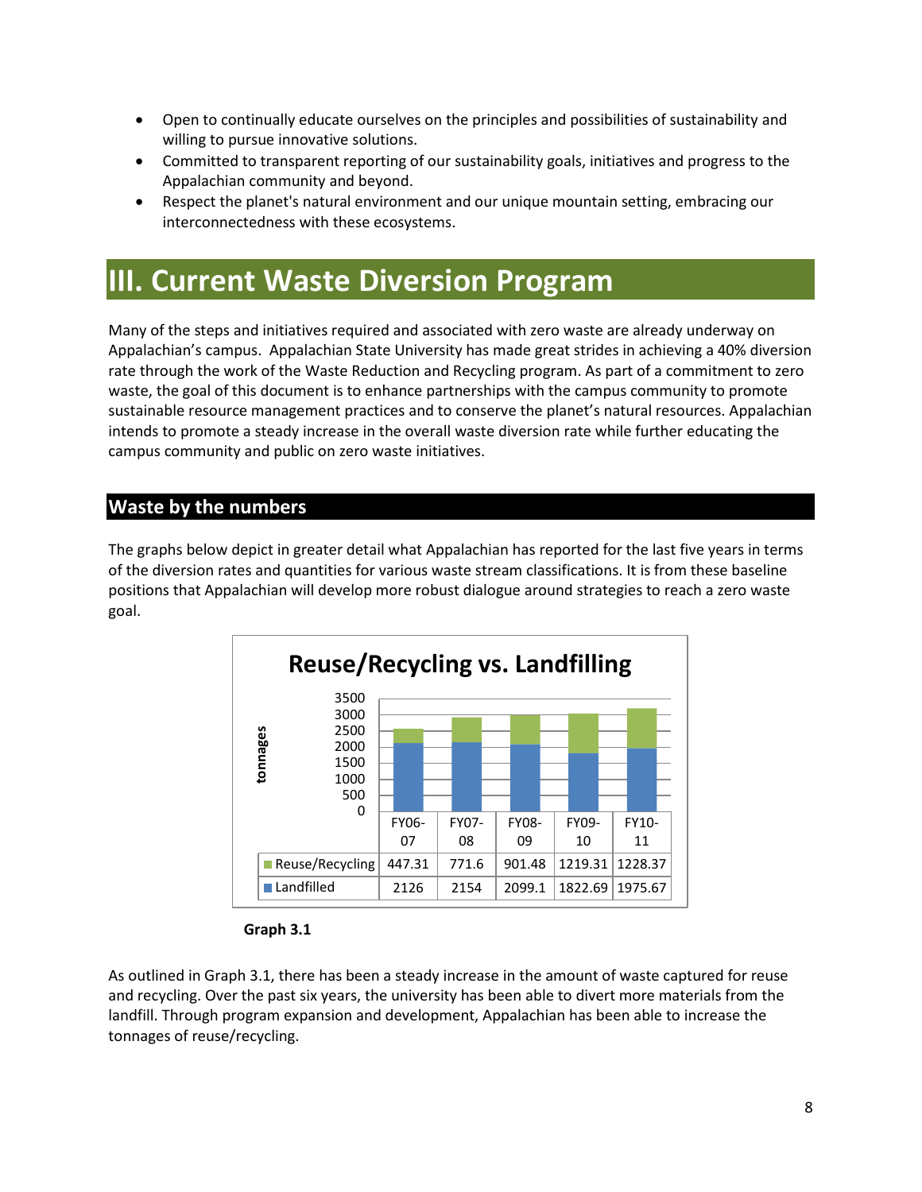- Open to continually educate ourselves on the principles and possibilities of sustainability and willing to pursue innovative solutions.
- Committed to transparent reporting of our sustainability goals, initiatives and progress to the Appalachian community and beyond.
- Respect the planet's natural environment and our unique mountain setting, embracing our interconnectedness with these ecosystems.

# III. Current Waste Diversion Program

Many of the steps and initiatives required and associated with zero waste are already underway on Appalachian's campus. Appalachian State University has made great strides in achieving a 40% diversion rate through the work of the Waste Reduction and Recycling program. As part of a commitment to zero waste, the goal of this document is to enhance partnerships with the campus community to promote sustainable resource management practices and to conserve the planet's natural resources. Appalachian intends to promote a steady increase in the overall waste diversion rate while further educating the campus community and public on zero waste initiatives.

## Waste by the numbers

The graphs below depict in greater detail what Appalachian has reported for the last five years in terms of the diversion rates and quantities for various waste stream classifications. It is from these baseline positions that Appalachian will develop more robust dialogue around strategies to reach a zero waste goal.

**Reuse/Recycling vs. Landfilling** (tonnages)

| | FY06-07 | FY07-08 | FY08-09 | FY09-10 | FY10-11 |
|---|---|---|---|---|---|
| Reuse/Recycling | 447.31 | 771.6 | 901.48 | 1219.31 | 1228.37 |
| Landfilled | 2126 | 2154 | 2099.1 | 1822.69 | 1975.67 |

**Graph 3.1**

As outlined in Graph 3.1, there has been a steady increase in the amount of waste captured for reuse and recycling. Over the past six years, the university has been able to divert more materials from the landfill. Through program expansion and development, Appalachian has been able to increase the tonnages of reuse/recycling.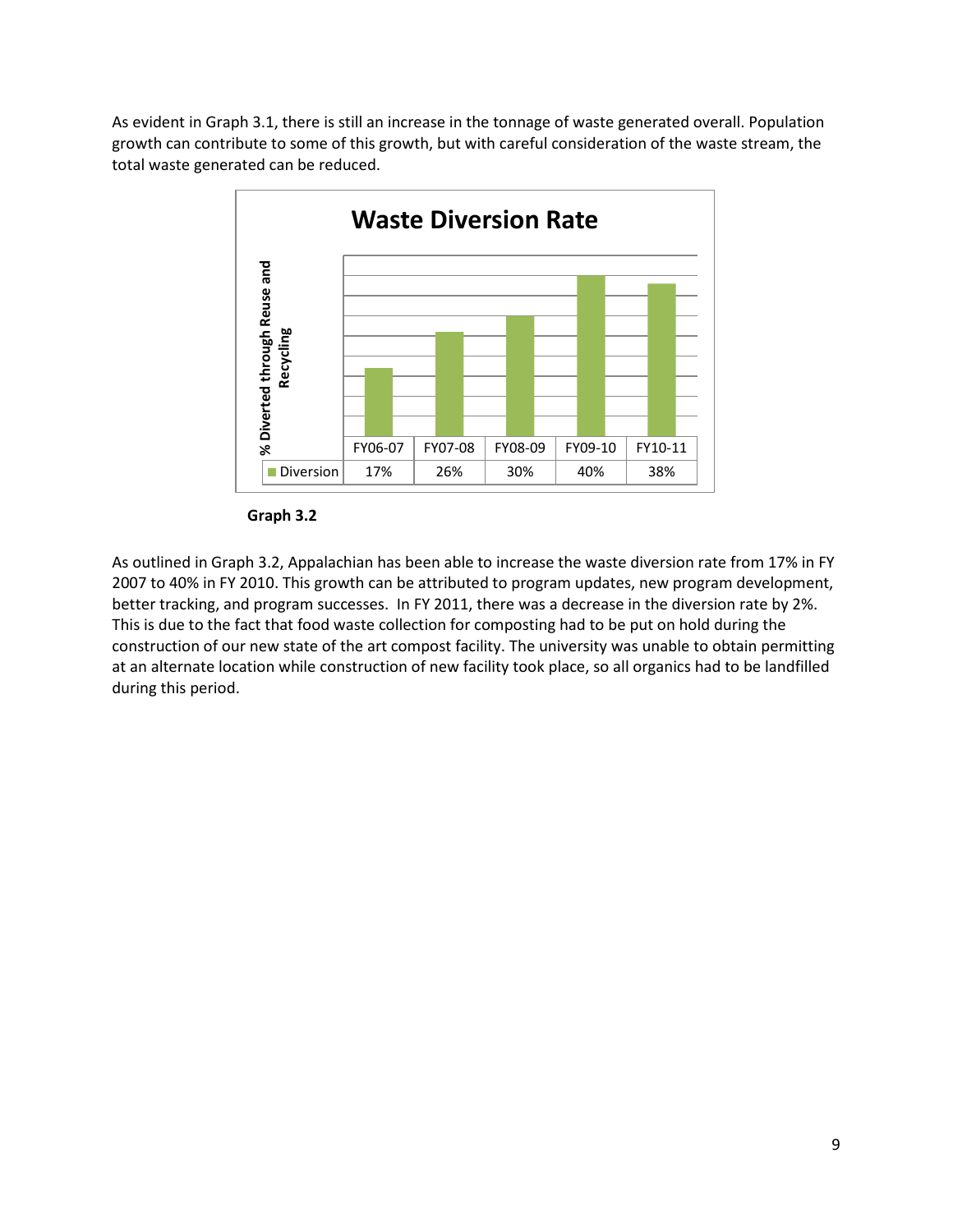As evident in Graph 3.1, there is still an increase in the tonnage of waste generated overall. Population growth can contribute to some of this growth, but with careful consideration of the waste stream, the total waste generated can be reduced.

**Waste Diversion Rate**

|  | FY06-07 | FY07-08 | FY08-09 | FY09-10 | FY10-11 |
|---|---|---|---|---|---|
| Diversion | 17% | 26% | 30% | 40% | 38% |

**Graph 3.2**

As outlined in Graph 3.2, Appalachian has been able to increase the waste diversion rate from 17% in FY 2007 to 40% in FY 2010. This growth can be attributed to program updates, new program development, better tracking, and program successes. In FY 2011, there was a decrease in the diversion rate by 2%. This is due to the fact that food waste collection for composting had to be put on hold during the construction of our new state of the art compost facility. The university was unable to obtain permitting at an alternate location while construction of new facility took place, so all organics had to be landfilled during this period.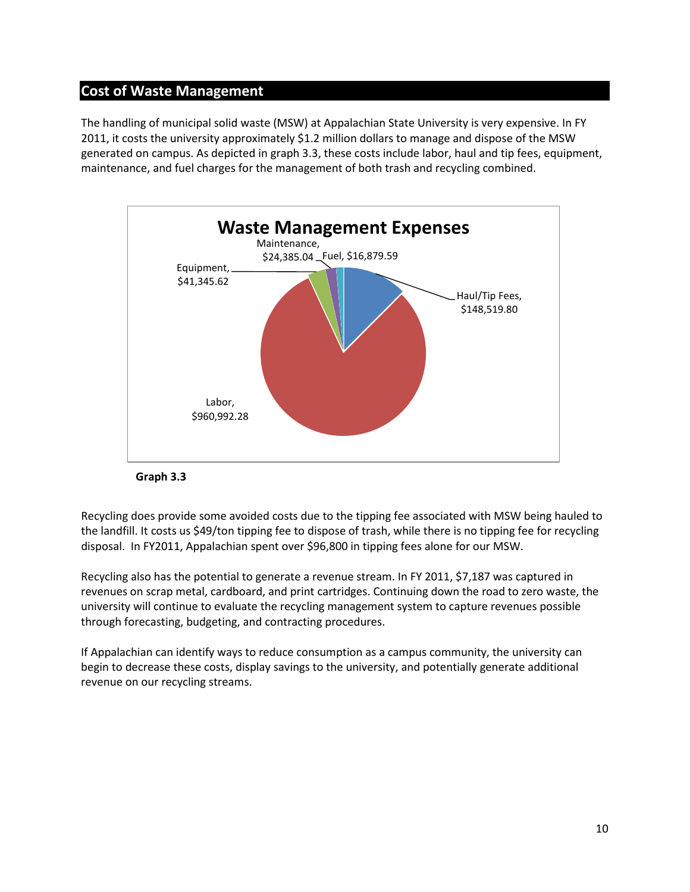## Cost of Waste Management

The handling of municipal solid waste (MSW) at Appalachian State University is very expensive. In FY 2011, it costs the university approximately $1.2 million dollars to manage and dispose of the MSW generated on campus. As depicted in graph 3.3, these costs include labor, haul and tip fees, equipment, maintenance, and fuel charges for the management of both trash and recycling combined.

**Waste Management Expenses**

| Category | Amount |
|---|---|
| Haul/Tip Fees | $148,519.80 |
| Labor | $960,992.28 |
| Equipment | $41,345.62 |
| Maintenance | $24,385.04 |
| Fuel | $16,879.59 |

**Graph 3.3**

Recycling does provide some avoided costs due to the tipping fee associated with MSW being hauled to the landfill. It costs us $49/ton tipping fee to dispose of trash, while there is no tipping fee for recycling disposal. In FY2011, Appalachian spent over $96,800 in tipping fees alone for our MSW.

Recycling also has the potential to generate a revenue stream. In FY 2011, $7,187 was captured in revenues on scrap metal, cardboard, and print cartridges. Continuing down the road to zero waste, the university will continue to evaluate the recycling management system to capture revenues possible through forecasting, budgeting, and contracting procedures.

If Appalachian can identify ways to reduce consumption as a campus community, the university can begin to decrease these costs, display savings to the university, and potentially generate additional revenue on our recycling streams.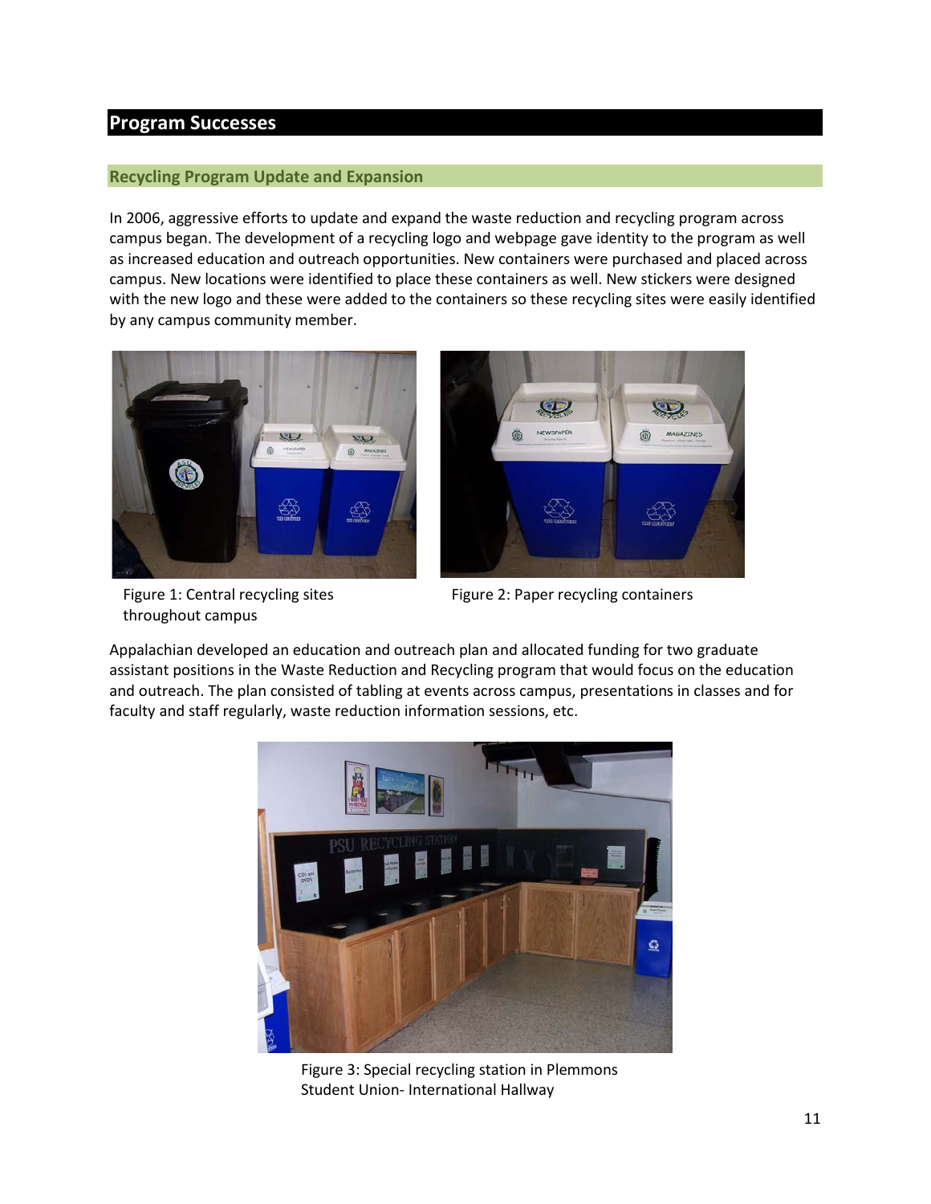## Program Successes

### Recycling Program Update and Expansion

In 2006, aggressive efforts to update and expand the waste reduction and recycling program across campus began. The development of a recycling logo and webpage gave identity to the program as well as increased education and outreach opportunities. New containers were purchased and placed across campus. New locations were identified to place these containers as well. New stickers were designed with the new logo and these were added to the containers so these recycling sites were easily identified by any campus community member.

Figure 1: Central recycling sites throughout campus

Figure 2: Paper recycling containers

Appalachian developed an education and outreach plan and allocated funding for two graduate assistant positions in the Waste Reduction and Recycling program that would focus on the education and outreach. The plan consisted of tabling at events across campus, presentations in classes and for faculty and staff regularly, waste reduction information sessions, etc.

Figure 3: Special recycling station in Plemmons Student Union- International Hallway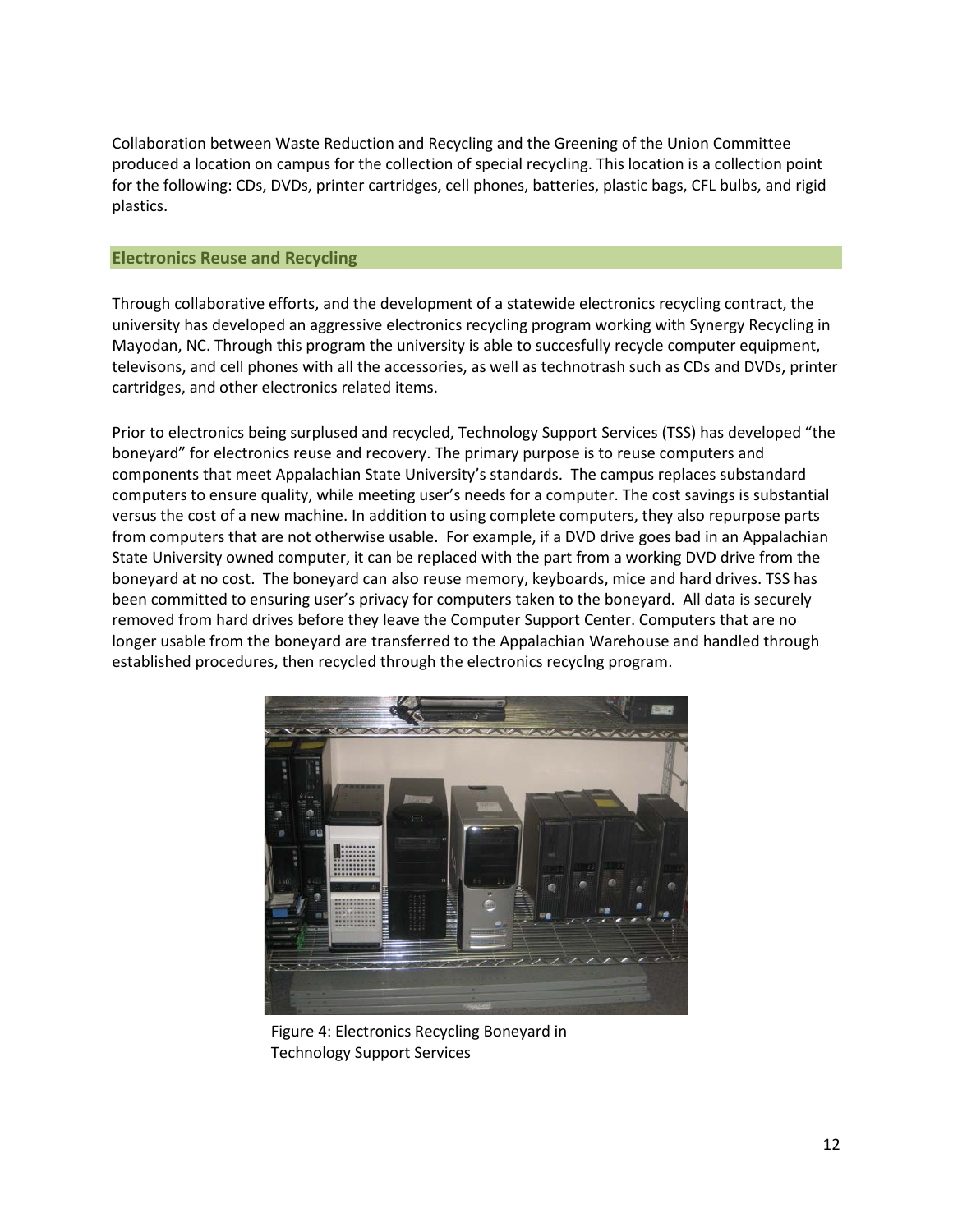Collaboration between Waste Reduction and Recycling and the Greening of the Union Committee produced a location on campus for the collection of special recycling. This location is a collection point for the following: CDs, DVDs, printer cartridges, cell phones, batteries, plastic bags, CFL bulbs, and rigid plastics.

## Electronics Reuse and Recycling

Through collaborative efforts, and the development of a statewide electronics recycling contract, the university has developed an aggressive electronics recycling program working with Synergy Recycling in Mayodan, NC. Through this program the university is able to succesfully recycle computer equipment, televisons, and cell phones with all the accessories, as well as technotrash such as CDs and DVDs, printer cartridges, and other electronics related items.

Prior to electronics being surplused and recycled, Technology Support Services (TSS) has developed "the boneyard" for electronics reuse and recovery. The primary purpose is to reuse computers and components that meet Appalachian State University's standards. The campus replaces substandard computers to ensure quality, while meeting user's needs for a computer. The cost savings is substantial versus the cost of a new machine. In addition to using complete computers, they also repurpose parts from computers that are not otherwise usable. For example, if a DVD drive goes bad in an Appalachian State University owned computer, it can be replaced with the part from a working DVD drive from the boneyard at no cost. The boneyard can also reuse memory, keyboards, mice and hard drives. TSS has been committed to ensuring user's privacy for computers taken to the boneyard. All data is securely removed from hard drives before they leave the Computer Support Center. Computers that are no longer usable from the boneyard are transferred to the Appalachian Warehouse and handled through established procedures, then recycled through the electronics recyclng program.

Figure 4: Electronics Recycling Boneyard in Technology Support Services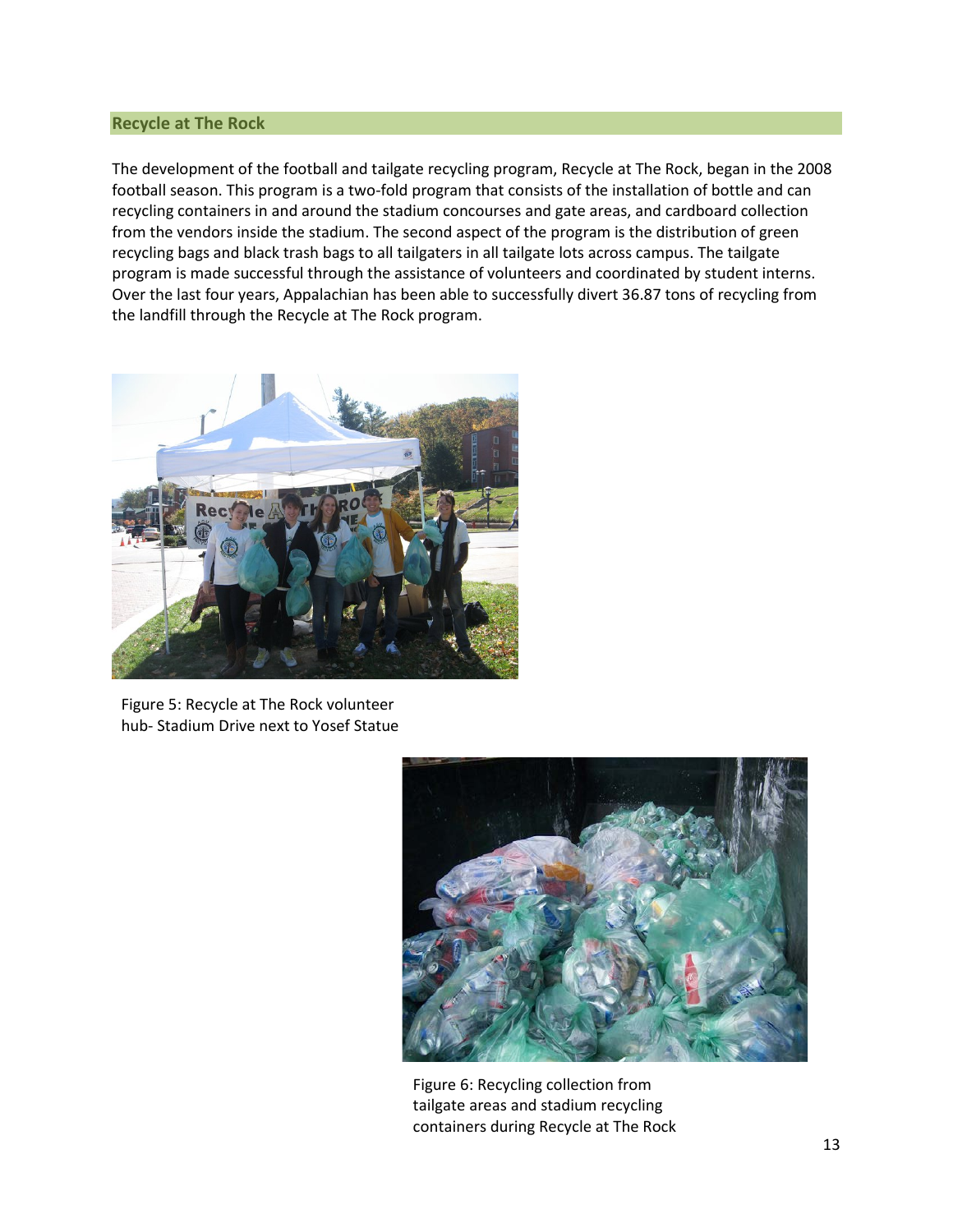## Recycle at The Rock

The development of the football and tailgate recycling program, Recycle at The Rock, began in the 2008 football season. This program is a two-fold program that consists of the installation of bottle and can recycling containers in and around the stadium concourses and gate areas, and cardboard collection from the vendors inside the stadium. The second aspect of the program is the distribution of green recycling bags and black trash bags to all tailgaters in all tailgate lots across campus. The tailgate program is made successful through the assistance of volunteers and coordinated by student interns. Over the last four years, Appalachian has been able to successfully divert 36.87 tons of recycling from the landfill through the Recycle at The Rock program.

Figure 5: Recycle at The Rock volunteer hub- Stadium Drive next to Yosef Statue

Figure 6: Recycling collection from tailgate areas and stadium recycling containers during Recycle at The Rock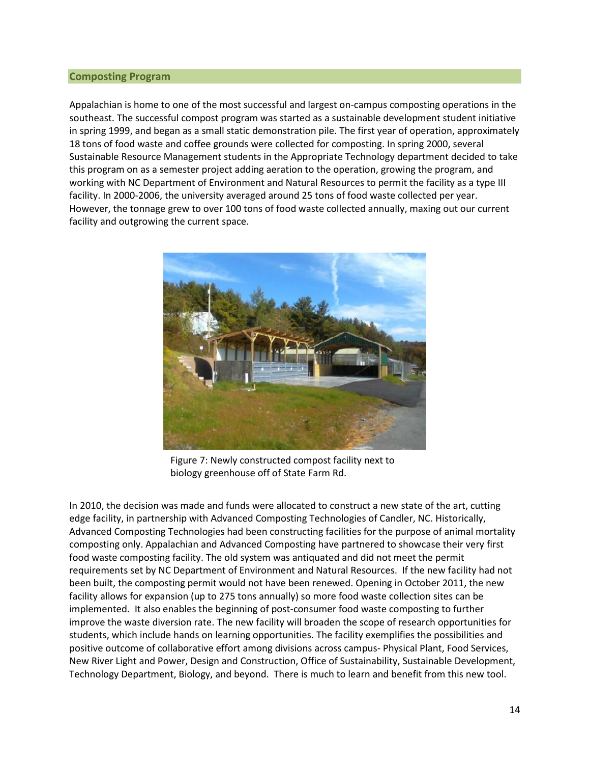## Composting Program

Appalachian is home to one of the most successful and largest on-campus composting operations in the southeast. The successful compost program was started as a sustainable development student initiative in spring 1999, and began as a small static demonstration pile. The first year of operation, approximately 18 tons of food waste and coffee grounds were collected for composting. In spring 2000, several Sustainable Resource Management students in the Appropriate Technology department decided to take this program on as a semester project adding aeration to the operation, growing the program, and working with NC Department of Environment and Natural Resources to permit the facility as a type III facility. In 2000-2006, the university averaged around 25 tons of food waste collected per year. However, the tonnage grew to over 100 tons of food waste collected annually, maxing out our current facility and outgrowing the current space.

Figure 7: Newly constructed compost facility next to biology greenhouse off of State Farm Rd.

In 2010, the decision was made and funds were allocated to construct a new state of the art, cutting edge facility, in partnership with Advanced Composting Technologies of Candler, NC. Historically, Advanced Composting Technologies had been constructing facilities for the purpose of animal mortality composting only. Appalachian and Advanced Composting have partnered to showcase their very first food waste composting facility. The old system was antiquated and did not meet the permit requirements set by NC Department of Environment and Natural Resources. If the new facility had not been built, the composting permit would not have been renewed. Opening in October 2011, the new facility allows for expansion (up to 275 tons annually) so more food waste collection sites can be implemented. It also enables the beginning of post-consumer food waste composting to further improve the waste diversion rate. The new facility will broaden the scope of research opportunities for students, which include hands on learning opportunities. The facility exemplifies the possibilities and positive outcome of collaborative effort among divisions across campus- Physical Plant, Food Services, New River Light and Power, Design and Construction, Office of Sustainability, Sustainable Development, Technology Department, Biology, and beyond. There is much to learn and benefit from this new tool.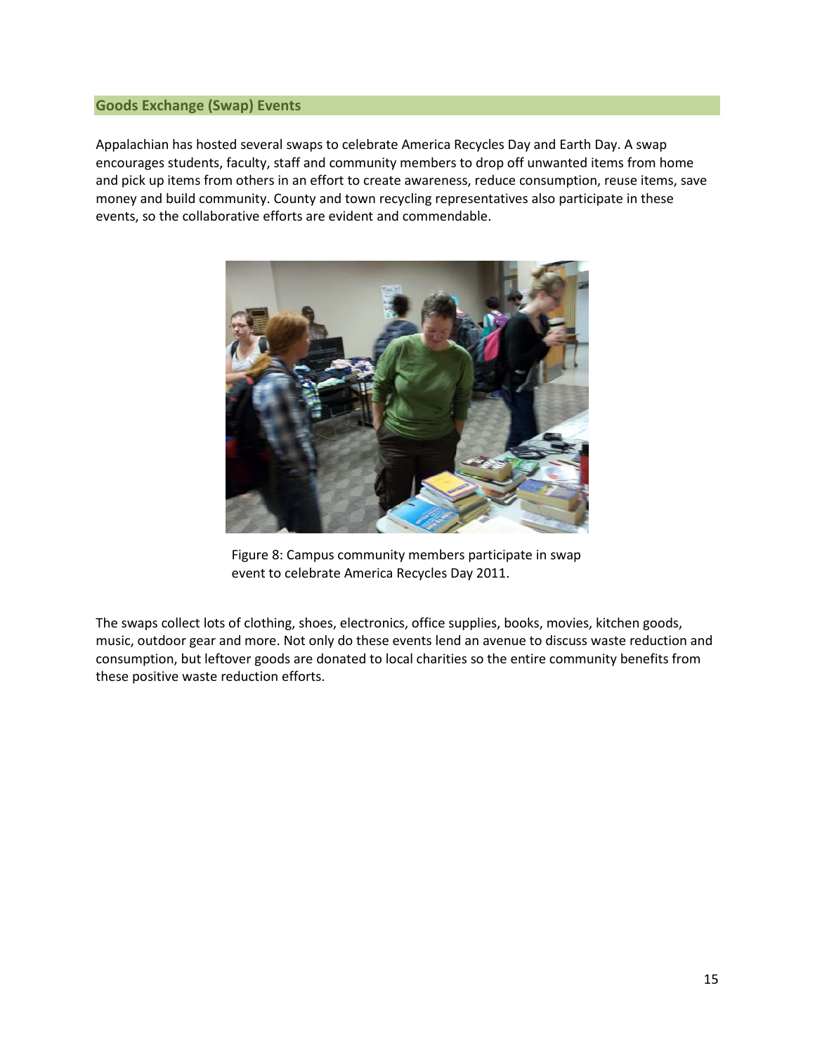## Goods Exchange (Swap) Events

Appalachian has hosted several swaps to celebrate America Recycles Day and Earth Day. A swap encourages students, faculty, staff and community members to drop off unwanted items from home and pick up items from others in an effort to create awareness, reduce consumption, reuse items, save money and build community. County and town recycling representatives also participate in these events, so the collaborative efforts are evident and commendable.

Figure 8: Campus community members participate in swap event to celebrate America Recycles Day 2011.

The swaps collect lots of clothing, shoes, electronics, office supplies, books, movies, kitchen goods, music, outdoor gear and more. Not only do these events lend an avenue to discuss waste reduction and consumption, but leftover goods are donated to local charities so the entire community benefits from these positive waste reduction efforts.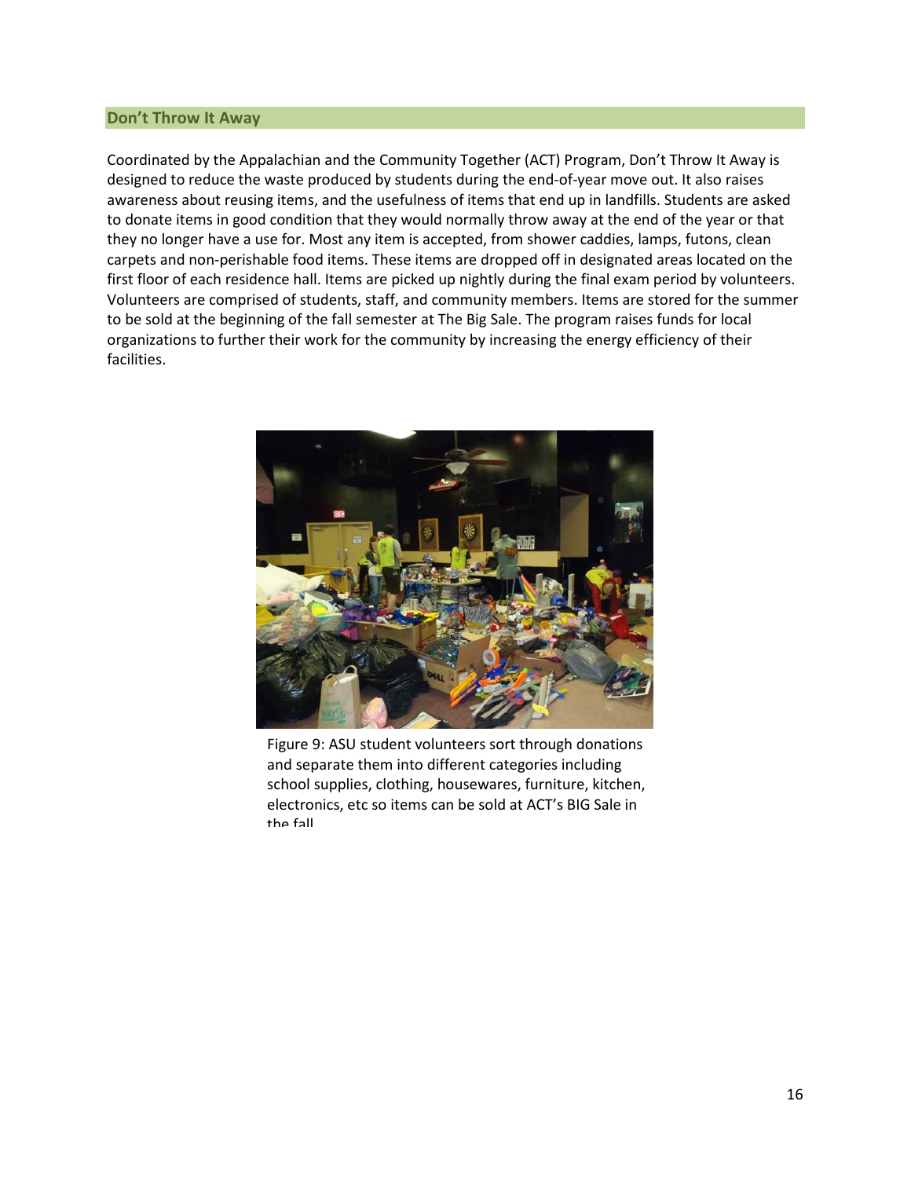## Don't Throw It Away

Coordinated by the Appalachian and the Community Together (ACT) Program, Don't Throw It Away is designed to reduce the waste produced by students during the end-of-year move out. It also raises awareness about reusing items, and the usefulness of items that end up in landfills. Students are asked to donate items in good condition that they would normally throw away at the end of the year or that they no longer have a use for. Most any item is accepted, from shower caddies, lamps, futons, clean carpets and non-perishable food items. These items are dropped off in designated areas located on the first floor of each residence hall. Items are picked up nightly during the final exam period by volunteers. Volunteers are comprised of students, staff, and community members. Items are stored for the summer to be sold at the beginning of the fall semester at The Big Sale. The program raises funds for local organizations to further their work for the community by increasing the energy efficiency of their facilities.

Figure 9: ASU student volunteers sort through donations and separate them into different categories including school supplies, clothing, housewares, furniture, kitchen, electronics, etc so items can be sold at ACT's BIG Sale in the fall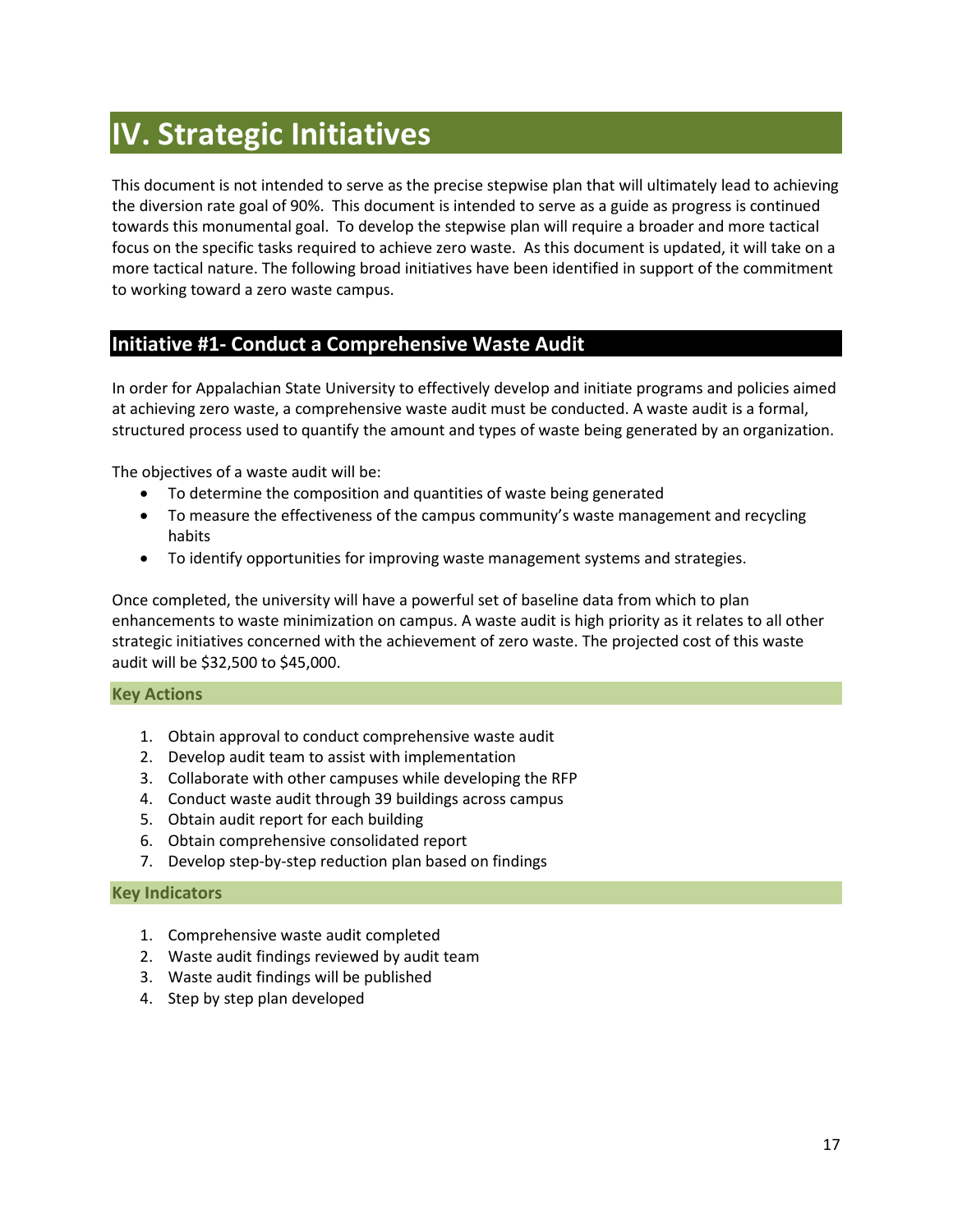# IV. Strategic Initiatives

This document is not intended to serve as the precise stepwise plan that will ultimately lead to achieving the diversion rate goal of 90%. This document is intended to serve as a guide as progress is continued towards this monumental goal. To develop the stepwise plan will require a broader and more tactical focus on the specific tasks required to achieve zero waste. As this document is updated, it will take on a more tactical nature. The following broad initiatives have been identified in support of the commitment to working toward a zero waste campus.

## Initiative #1- Conduct a Comprehensive Waste Audit

In order for Appalachian State University to effectively develop and initiate programs and policies aimed at achieving zero waste, a comprehensive waste audit must be conducted. A waste audit is a formal, structured process used to quantify the amount and types of waste being generated by an organization.

The objectives of a waste audit will be:

- To determine the composition and quantities of waste being generated
- To measure the effectiveness of the campus community's waste management and recycling habits
- To identify opportunities for improving waste management systems and strategies.

Once completed, the university will have a powerful set of baseline data from which to plan enhancements to waste minimization on campus. A waste audit is high priority as it relates to all other strategic initiatives concerned with the achievement of zero waste. The projected cost of this waste audit will be $32,500 to $45,000.

### Key Actions

1. Obtain approval to conduct comprehensive waste audit
2. Develop audit team to assist with implementation
3. Collaborate with other campuses while developing the RFP
4. Conduct waste audit through 39 buildings across campus
5. Obtain audit report for each building
6. Obtain comprehensive consolidated report
7. Develop step-by-step reduction plan based on findings

### Key Indicators

1. Comprehensive waste audit completed
2. Waste audit findings reviewed by audit team
3. Waste audit findings will be published
4. Step by step plan developed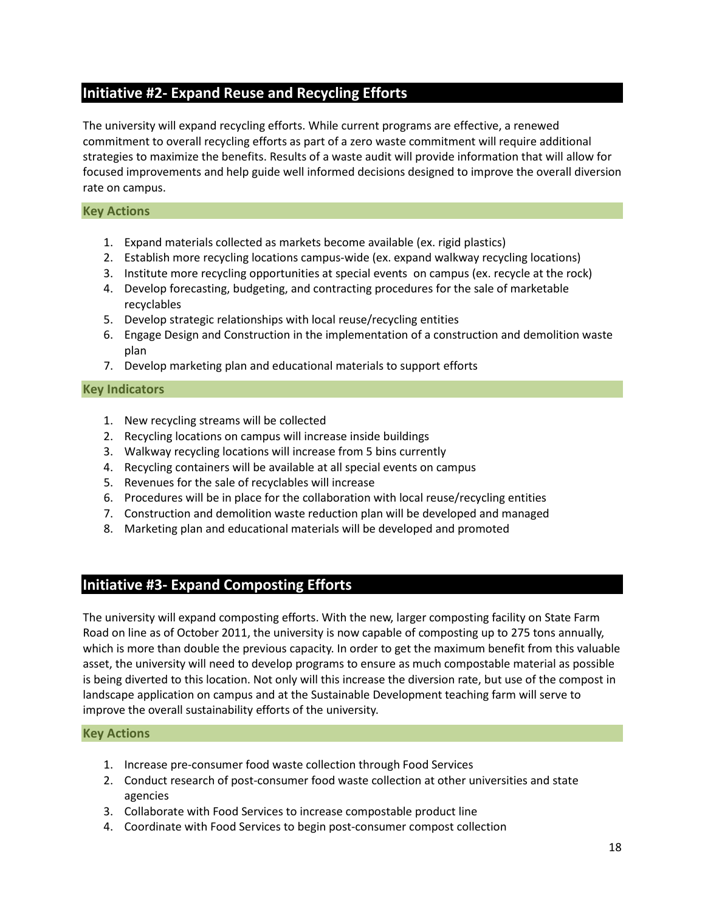## Initiative #2- Expand Reuse and Recycling Efforts

The university will expand recycling efforts. While current programs are effective, a renewed commitment to overall recycling efforts as part of a zero waste commitment will require additional strategies to maximize the benefits. Results of a waste audit will provide information that will allow for focused improvements and help guide well informed decisions designed to improve the overall diversion rate on campus.

### Key Actions

1. Expand materials collected as markets become available (ex. rigid plastics)
2. Establish more recycling locations campus-wide (ex. expand walkway recycling locations)
3. Institute more recycling opportunities at special events on campus (ex. recycle at the rock)
4. Develop forecasting, budgeting, and contracting procedures for the sale of marketable recyclables
5. Develop strategic relationships with local reuse/recycling entities
6. Engage Design and Construction in the implementation of a construction and demolition waste plan
7. Develop marketing plan and educational materials to support efforts

### Key Indicators

1. New recycling streams will be collected
2. Recycling locations on campus will increase inside buildings
3. Walkway recycling locations will increase from 5 bins currently
4. Recycling containers will be available at all special events on campus
5. Revenues for the sale of recyclables will increase
6. Procedures will be in place for the collaboration with local reuse/recycling entities
7. Construction and demolition waste reduction plan will be developed and managed
8. Marketing plan and educational materials will be developed and promoted

## Initiative #3- Expand Composting Efforts

The university will expand composting efforts. With the new, larger composting facility on State Farm Road on line as of October 2011, the university is now capable of composting up to 275 tons annually, which is more than double the previous capacity. In order to get the maximum benefit from this valuable asset, the university will need to develop programs to ensure as much compostable material as possible is being diverted to this location. Not only will this increase the diversion rate, but use of the compost in landscape application on campus and at the Sustainable Development teaching farm will serve to improve the overall sustainability efforts of the university.

### Key Actions

1. Increase pre-consumer food waste collection through Food Services
2. Conduct research of post-consumer food waste collection at other universities and state agencies
3. Collaborate with Food Services to increase compostable product line
4. Coordinate with Food Services to begin post-consumer compost collection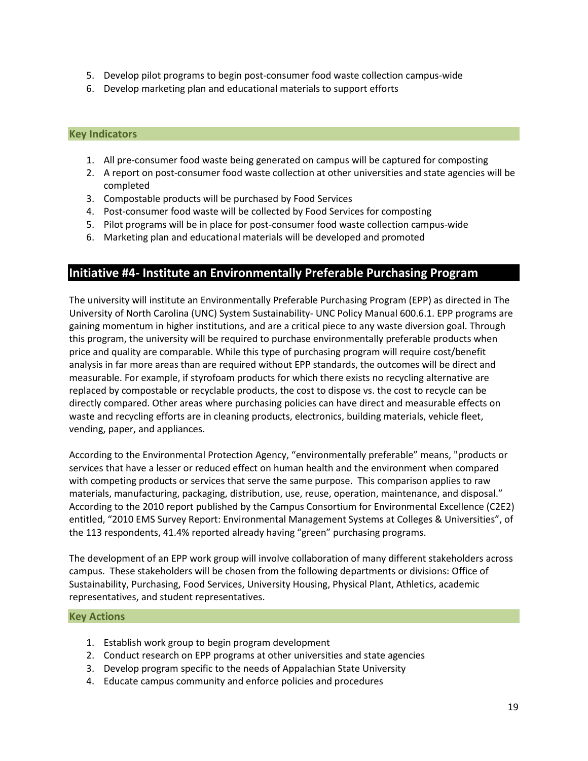5. Develop pilot programs to begin post-consumer food waste collection campus-wide
6. Develop marketing plan and educational materials to support efforts

### Key Indicators

1. All pre-consumer food waste being generated on campus will be captured for composting
2. A report on post-consumer food waste collection at other universities and state agencies will be completed
3. Compostable products will be purchased by Food Services
4. Post-consumer food waste will be collected by Food Services for composting
5. Pilot programs will be in place for post-consumer food waste collection campus-wide
6. Marketing plan and educational materials will be developed and promoted

## Initiative #4- Institute an Environmentally Preferable Purchasing Program

The university will institute an Environmentally Preferable Purchasing Program (EPP) as directed in The University of North Carolina (UNC) System Sustainability- UNC Policy Manual 600.6.1. EPP programs are gaining momentum in higher institutions, and are a critical piece to any waste diversion goal. Through this program, the university will be required to purchase environmentally preferable products when price and quality are comparable. While this type of purchasing program will require cost/benefit analysis in far more areas than are required without EPP standards, the outcomes will be direct and measurable. For example, if styrofoam products for which there exists no recycling alternative are replaced by compostable or recyclable products, the cost to dispose vs. the cost to recycle can be directly compared. Other areas where purchasing policies can have direct and measurable effects on waste and recycling efforts are in cleaning products, electronics, building materials, vehicle fleet, vending, paper, and appliances.

According to the Environmental Protection Agency, “environmentally preferable” means, "products or services that have a lesser or reduced effect on human health and the environment when compared with competing products or services that serve the same purpose. This comparison applies to raw materials, manufacturing, packaging, distribution, use, reuse, operation, maintenance, and disposal.” According to the 2010 report published by the Campus Consortium for Environmental Excellence (C2E2) entitled, “2010 EMS Survey Report: Environmental Management Systems at Colleges & Universities”, of the 113 respondents, 41.4% reported already having “green” purchasing programs.

The development of an EPP work group will involve collaboration of many different stakeholders across campus. These stakeholders will be chosen from the following departments or divisions: Office of Sustainability, Purchasing, Food Services, University Housing, Physical Plant, Athletics, academic representatives, and student representatives.

### Key Actions

1. Establish work group to begin program development
2. Conduct research on EPP programs at other universities and state agencies
3. Develop program specific to the needs of Appalachian State University
4. Educate campus community and enforce policies and procedures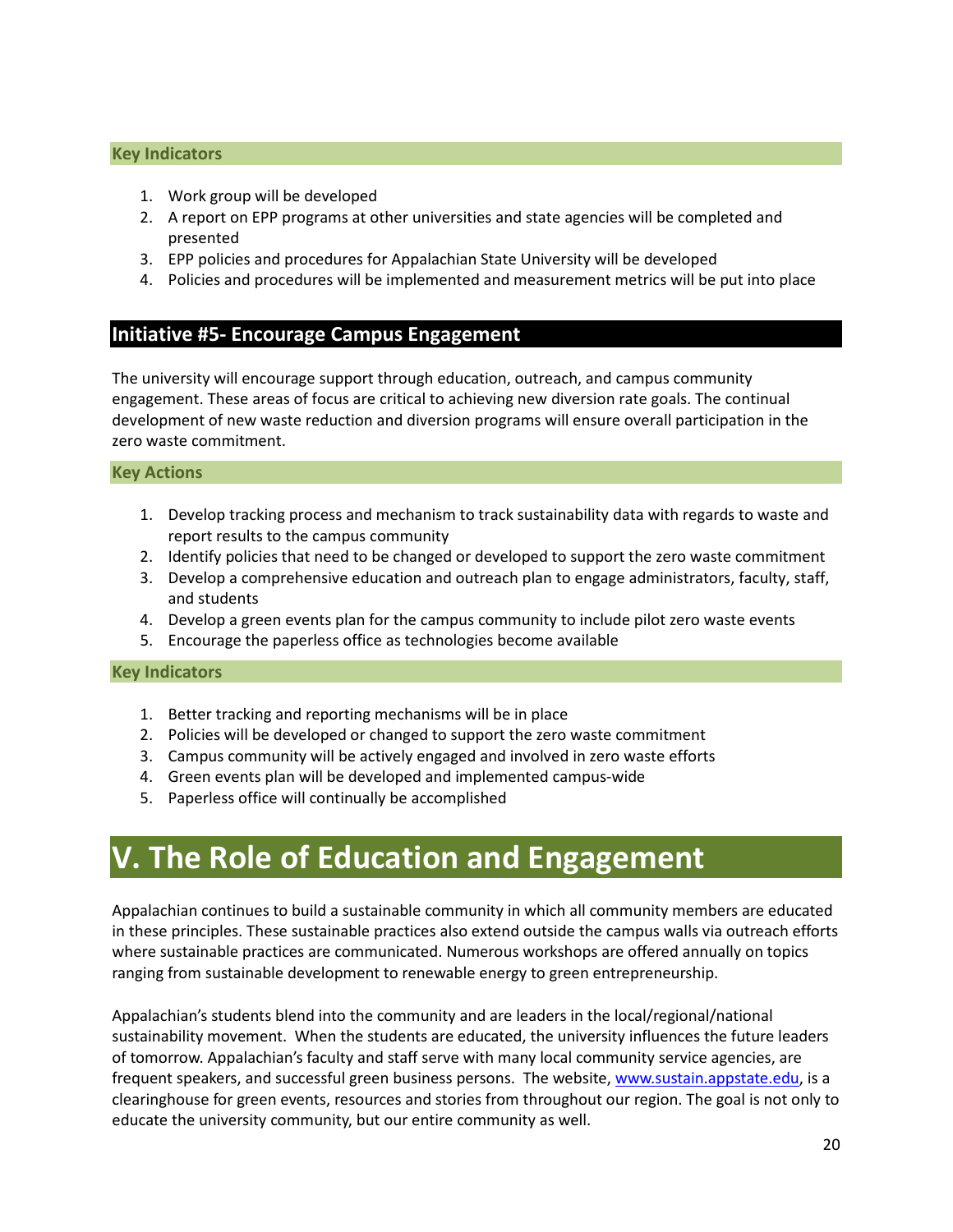### Key Indicators

1. Work group will be developed
2. A report on EPP programs at other universities and state agencies will be completed and presented
3. EPP policies and procedures for Appalachian State University will be developed
4. Policies and procedures will be implemented and measurement metrics will be put into place

## Initiative #5- Encourage Campus Engagement

The university will encourage support through education, outreach, and campus community engagement. These areas of focus are critical to achieving new diversion rate goals. The continual development of new waste reduction and diversion programs will ensure overall participation in the zero waste commitment.

### Key Actions

1. Develop tracking process and mechanism to track sustainability data with regards to waste and report results to the campus community
2. Identify policies that need to be changed or developed to support the zero waste commitment
3. Develop a comprehensive education and outreach plan to engage administrators, faculty, staff, and students
4. Develop a green events plan for the campus community to include pilot zero waste events
5. Encourage the paperless office as technologies become available

### Key Indicators

1. Better tracking and reporting mechanisms will be in place
2. Policies will be developed or changed to support the zero waste commitment
3. Campus community will be actively engaged and involved in zero waste efforts
4. Green events plan will be developed and implemented campus-wide
5. Paperless office will continually be accomplished

# V. The Role of Education and Engagement

Appalachian continues to build a sustainable community in which all community members are educated in these principles. These sustainable practices also extend outside the campus walls via outreach efforts where sustainable practices are communicated. Numerous workshops are offered annually on topics ranging from sustainable development to renewable energy to green entrepreneurship.

Appalachian's students blend into the community and are leaders in the local/regional/national sustainability movement. When the students are educated, the university influences the future leaders of tomorrow. Appalachian's faculty and staff serve with many local community service agencies, are frequent speakers, and successful green business persons. The website, [www.sustain.appstate.edu](http://www.sustain.appstate.edu), is a clearinghouse for green events, resources and stories from throughout our region. The goal is not only to educate the university community, but our entire community as well.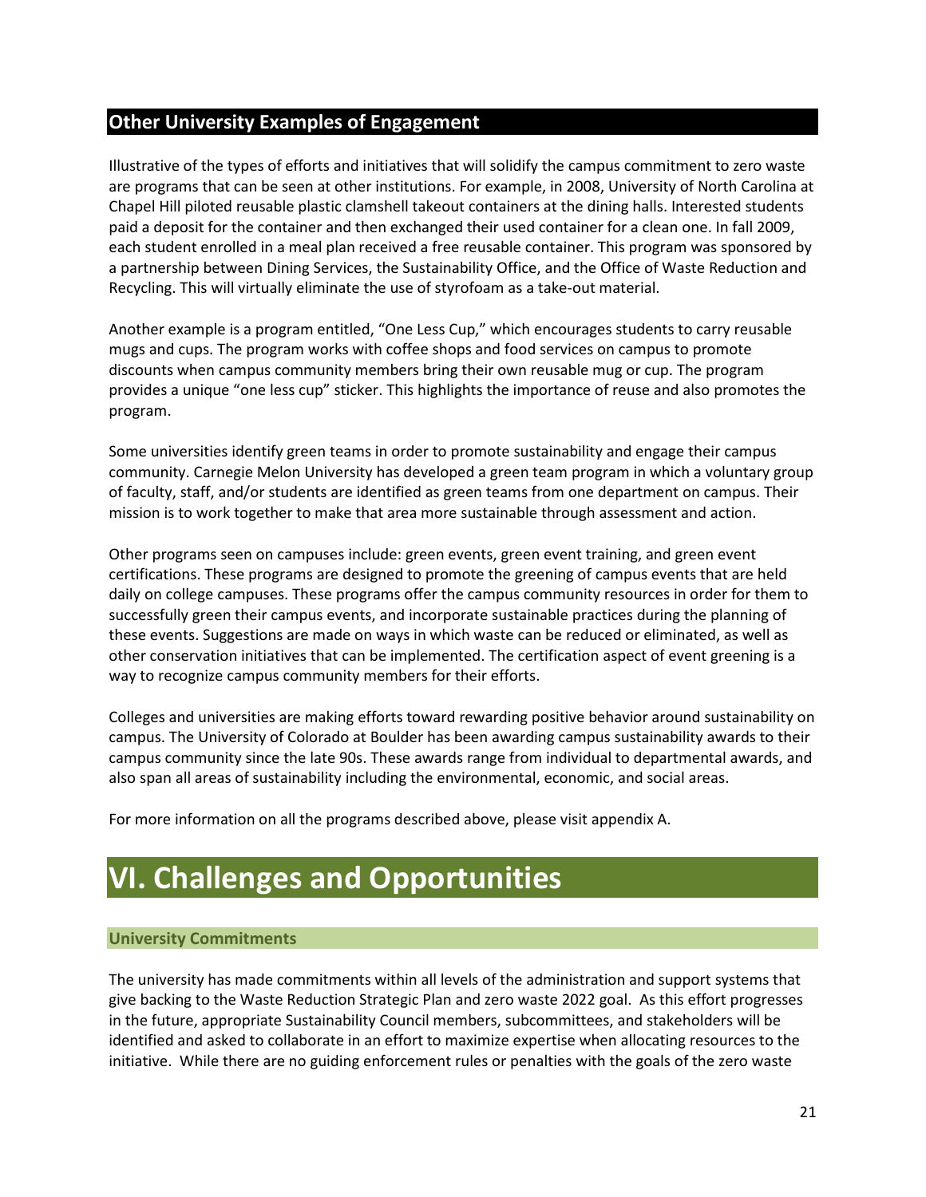## Other University Examples of Engagement

Illustrative of the types of efforts and initiatives that will solidify the campus commitment to zero waste are programs that can be seen at other institutions. For example, in 2008, University of North Carolina at Chapel Hill piloted reusable plastic clamshell takeout containers at the dining halls. Interested students paid a deposit for the container and then exchanged their used container for a clean one. In fall 2009, each student enrolled in a meal plan received a free reusable container. This program was sponsored by a partnership between Dining Services, the Sustainability Office, and the Office of Waste Reduction and Recycling. This will virtually eliminate the use of styrofoam as a take-out material.

Another example is a program entitled, "One Less Cup," which encourages students to carry reusable mugs and cups. The program works with coffee shops and food services on campus to promote discounts when campus community members bring their own reusable mug or cup. The program provides a unique "one less cup" sticker. This highlights the importance of reuse and also promotes the program.

Some universities identify green teams in order to promote sustainability and engage their campus community. Carnegie Melon University has developed a green team program in which a voluntary group of faculty, staff, and/or students are identified as green teams from one department on campus. Their mission is to work together to make that area more sustainable through assessment and action.

Other programs seen on campuses include: green events, green event training, and green event certifications. These programs are designed to promote the greening of campus events that are held daily on college campuses. These programs offer the campus community resources in order for them to successfully green their campus events, and incorporate sustainable practices during the planning of these events. Suggestions are made on ways in which waste can be reduced or eliminated, as well as other conservation initiatives that can be implemented. The certification aspect of event greening is a way to recognize campus community members for their efforts.

Colleges and universities are making efforts toward rewarding positive behavior around sustainability on campus. The University of Colorado at Boulder has been awarding campus sustainability awards to their campus community since the late 90s. These awards range from individual to departmental awards, and also span all areas of sustainability including the environmental, economic, and social areas.

For more information on all the programs described above, please visit appendix A.

# VI. Challenges and Opportunities

### University Commitments

The university has made commitments within all levels of the administration and support systems that give backing to the Waste Reduction Strategic Plan and zero waste 2022 goal. As this effort progresses in the future, appropriate Sustainability Council members, subcommittees, and stakeholders will be identified and asked to collaborate in an effort to maximize expertise when allocating resources to the initiative. While there are no guiding enforcement rules or penalties with the goals of the zero waste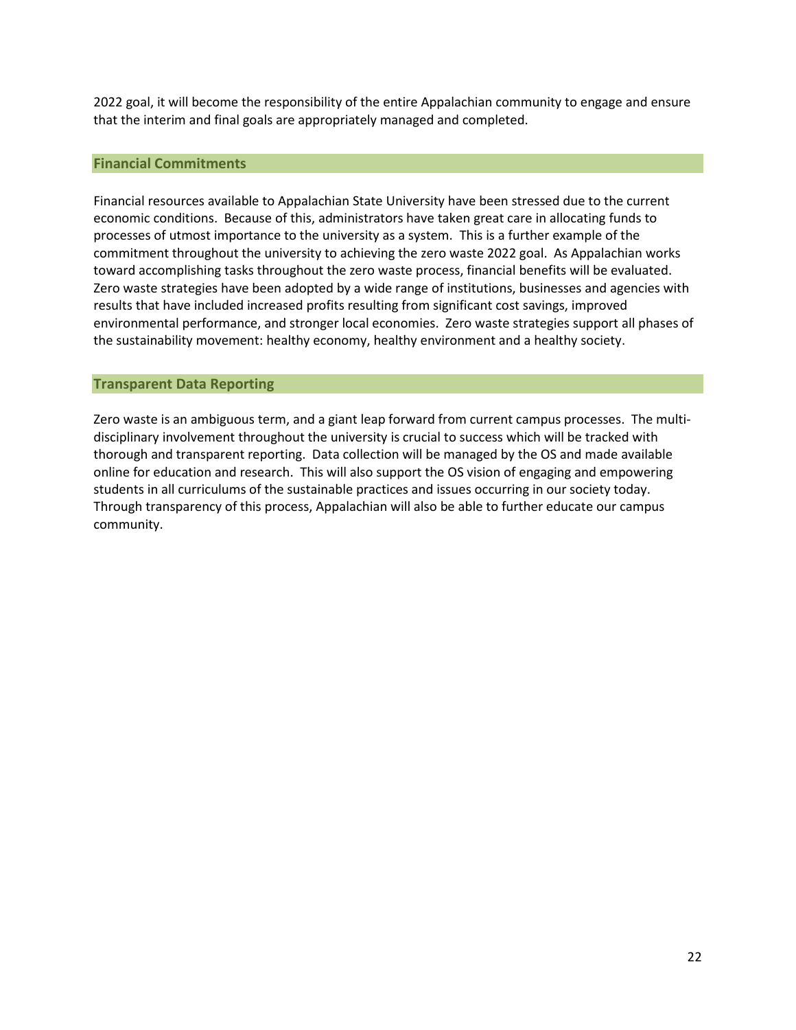2022 goal, it will become the responsibility of the entire Appalachian community to engage and ensure that the interim and final goals are appropriately managed and completed.

## Financial Commitments

Financial resources available to Appalachian State University have been stressed due to the current economic conditions. Because of this, administrators have taken great care in allocating funds to processes of utmost importance to the university as a system. This is a further example of the commitment throughout the university to achieving the zero waste 2022 goal. As Appalachian works toward accomplishing tasks throughout the zero waste process, financial benefits will be evaluated. Zero waste strategies have been adopted by a wide range of institutions, businesses and agencies with results that have included increased profits resulting from significant cost savings, improved environmental performance, and stronger local economies. Zero waste strategies support all phases of the sustainability movement: healthy economy, healthy environment and a healthy society.

## Transparent Data Reporting

Zero waste is an ambiguous term, and a giant leap forward from current campus processes. The multi-disciplinary involvement throughout the university is crucial to success which will be tracked with thorough and transparent reporting. Data collection will be managed by the OS and made available online for education and research. This will also support the OS vision of engaging and empowering students in all curriculums of the sustainable practices and issues occurring in our society today. Through transparency of this process, Appalachian will also be able to further educate our campus community.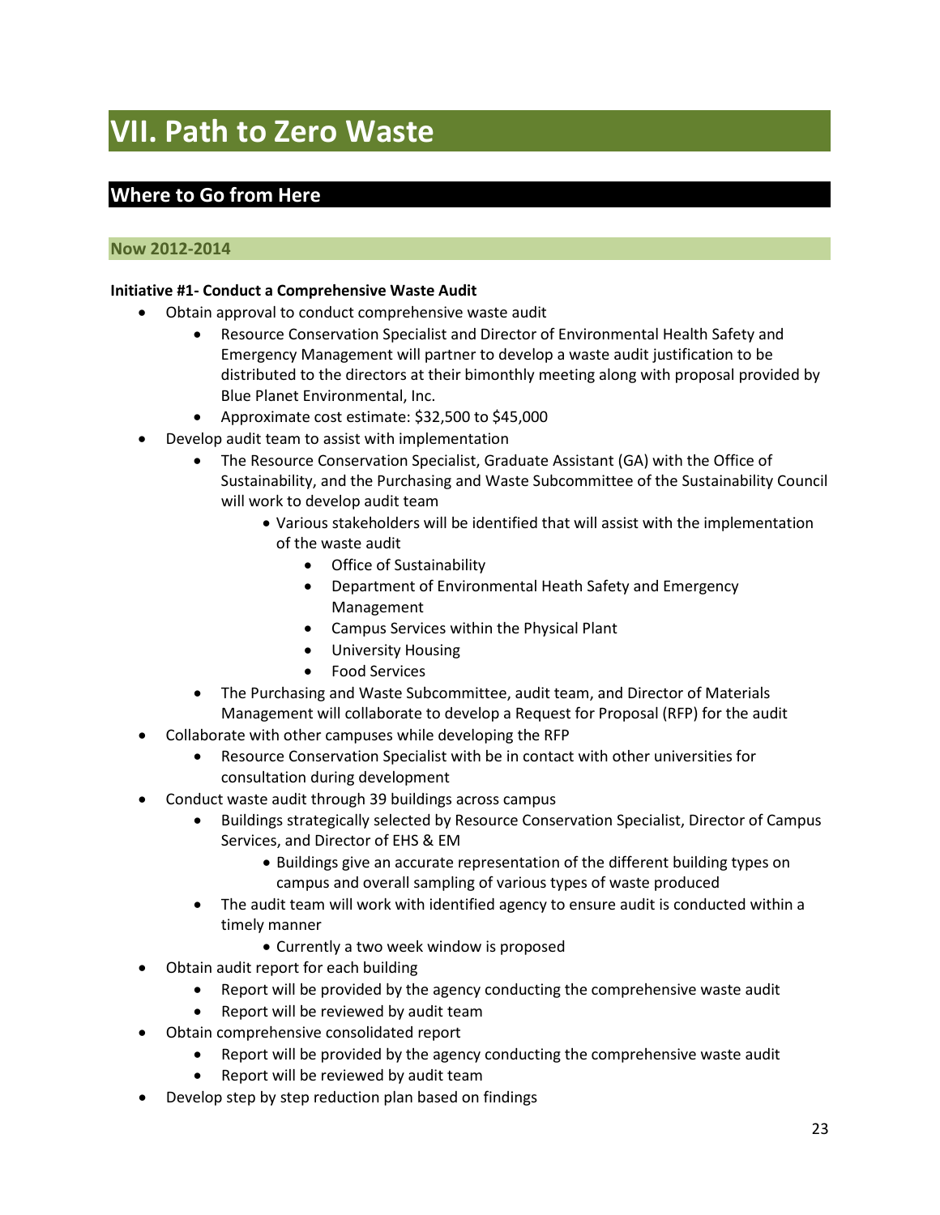# VII. Path to Zero Waste

## Where to Go from Here

### Now 2012-2014

**Initiative #1- Conduct a Comprehensive Waste Audit**

- Obtain approval to conduct comprehensive waste audit
    - Resource Conservation Specialist and Director of Environmental Health Safety and Emergency Management will partner to develop a waste audit justification to be distributed to the directors at their bimonthly meeting along with proposal provided by Blue Planet Environmental, Inc.
    - Approximate cost estimate: $32,500 to $45,000
- Develop audit team to assist with implementation
    - The Resource Conservation Specialist, Graduate Assistant (GA) with the Office of Sustainability, and the Purchasing and Waste Subcommittee of the Sustainability Council will work to develop audit team
        - Various stakeholders will be identified that will assist with the implementation of the waste audit
            - Office of Sustainability
            - Department of Environmental Heath Safety and Emergency Management
            - Campus Services within the Physical Plant
            - University Housing
            - Food Services
    - The Purchasing and Waste Subcommittee, audit team, and Director of Materials Management will collaborate to develop a Request for Proposal (RFP) for the audit
- Collaborate with other campuses while developing the RFP
    - Resource Conservation Specialist with be in contact with other universities for consultation during development
- Conduct waste audit through 39 buildings across campus
    - Buildings strategically selected by Resource Conservation Specialist, Director of Campus Services, and Director of EHS & EM
        - Buildings give an accurate representation of the different building types on campus and overall sampling of various types of waste produced
    - The audit team will work with identified agency to ensure audit is conducted within a timely manner
        - Currently a two week window is proposed
- Obtain audit report for each building
    - Report will be provided by the agency conducting the comprehensive waste audit
    - Report will be reviewed by audit team
- Obtain comprehensive consolidated report
    - Report will be provided by the agency conducting the comprehensive waste audit
    - Report will be reviewed by audit team
- Develop step by step reduction plan based on findings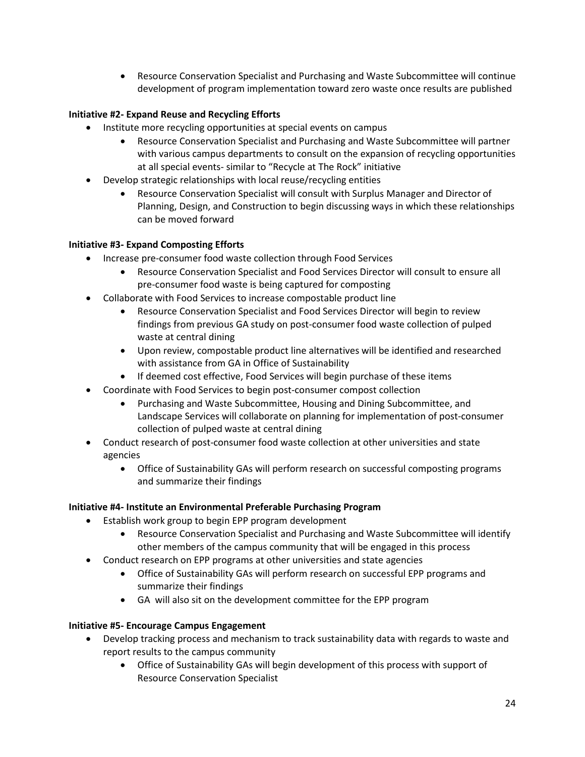- Resource Conservation Specialist and Purchasing and Waste Subcommittee will continue development of program implementation toward zero waste once results are published

**Initiative #2- Expand Reuse and Recycling Efforts**

- Institute more recycling opportunities at special events on campus
    - Resource Conservation Specialist and Purchasing and Waste Subcommittee will partner with various campus departments to consult on the expansion of recycling opportunities at all special events- similar to "Recycle at The Rock" initiative
- Develop strategic relationships with local reuse/recycling entities
    - Resource Conservation Specialist will consult with Surplus Manager and Director of Planning, Design, and Construction to begin discussing ways in which these relationships can be moved forward

**Initiative #3- Expand Composting Efforts**

- Increase pre-consumer food waste collection through Food Services
    - Resource Conservation Specialist and Food Services Director will consult to ensure all pre-consumer food waste is being captured for composting
- Collaborate with Food Services to increase compostable product line
    - Resource Conservation Specialist and Food Services Director will begin to review findings from previous GA study on post-consumer food waste collection of pulped waste at central dining
    - Upon review, compostable product line alternatives will be identified and researched with assistance from GA in Office of Sustainability
    - If deemed cost effective, Food Services will begin purchase of these items
- Coordinate with Food Services to begin post-consumer compost collection
    - Purchasing and Waste Subcommittee, Housing and Dining Subcommittee, and Landscape Services will collaborate on planning for implementation of post-consumer collection of pulped waste at central dining
- Conduct research of post-consumer food waste collection at other universities and state agencies
    - Office of Sustainability GAs will perform research on successful composting programs and summarize their findings

**Initiative #4- Institute an Environmental Preferable Purchasing Program**

- Establish work group to begin EPP program development
    - Resource Conservation Specialist and Purchasing and Waste Subcommittee will identify other members of the campus community that will be engaged in this process
- Conduct research on EPP programs at other universities and state agencies
    - Office of Sustainability GAs will perform research on successful EPP programs and summarize their findings
    - GA will also sit on the development committee for the EPP program

**Initiative #5- Encourage Campus Engagement**

- Develop tracking process and mechanism to track sustainability data with regards to waste and report results to the campus community
    - Office of Sustainability GAs will begin development of this process with support of Resource Conservation Specialist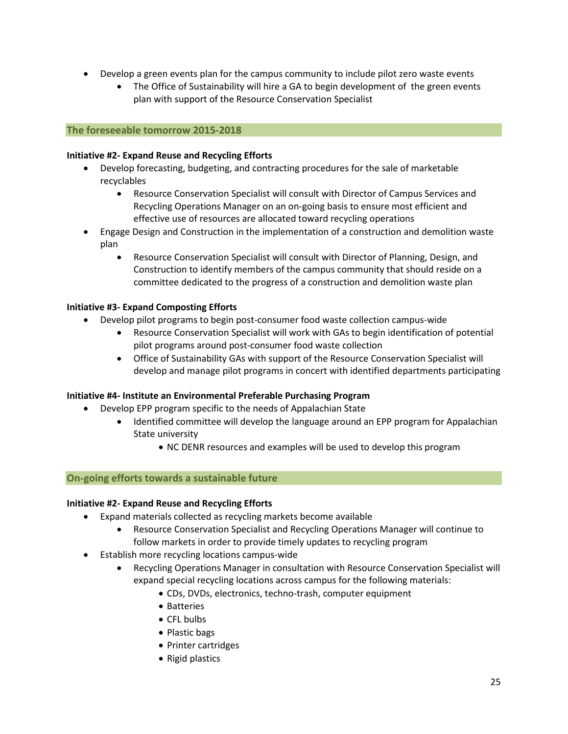- Develop a green events plan for the campus community to include pilot zero waste events
    - The Office of Sustainability will hire a GA to begin development of the green events plan with support of the Resource Conservation Specialist

## The foreseeable tomorrow 2015-2018

**Initiative #2- Expand Reuse and Recycling Efforts**

- Develop forecasting, budgeting, and contracting procedures for the sale of marketable recyclables
    - Resource Conservation Specialist will consult with Director of Campus Services and Recycling Operations Manager on an on-going basis to ensure most efficient and effective use of resources are allocated toward recycling operations
- Engage Design and Construction in the implementation of a construction and demolition waste plan
    - Resource Conservation Specialist will consult with Director of Planning, Design, and Construction to identify members of the campus community that should reside on a committee dedicated to the progress of a construction and demolition waste plan

**Initiative #3- Expand Composting Efforts**

- Develop pilot programs to begin post-consumer food waste collection campus-wide
    - Resource Conservation Specialist will work with GAs to begin identification of potential pilot programs around post-consumer food waste collection
    - Office of Sustainability GAs with support of the Resource Conservation Specialist will develop and manage pilot programs in concert with identified departments participating

**Initiative #4- Institute an Environmental Preferable Purchasing Program**

- Develop EPP program specific to the needs of Appalachian State
    - Identified committee will develop the language around an EPP program for Appalachian State university
        - NC DENR resources and examples will be used to develop this program

## On-going efforts towards a sustainable future

**Initiative #2- Expand Reuse and Recycling Efforts**

- Expand materials collected as recycling markets become available
    - Resource Conservation Specialist and Recycling Operations Manager will continue to follow markets in order to provide timely updates to recycling program
- Establish more recycling locations campus-wide
    - Recycling Operations Manager in consultation with Resource Conservation Specialist will expand special recycling locations across campus for the following materials:
        - CDs, DVDs, electronics, techno-trash, computer equipment
        - Batteries
        - CFL bulbs
        - Plastic bags
        - Printer cartridges
        - Rigid plastics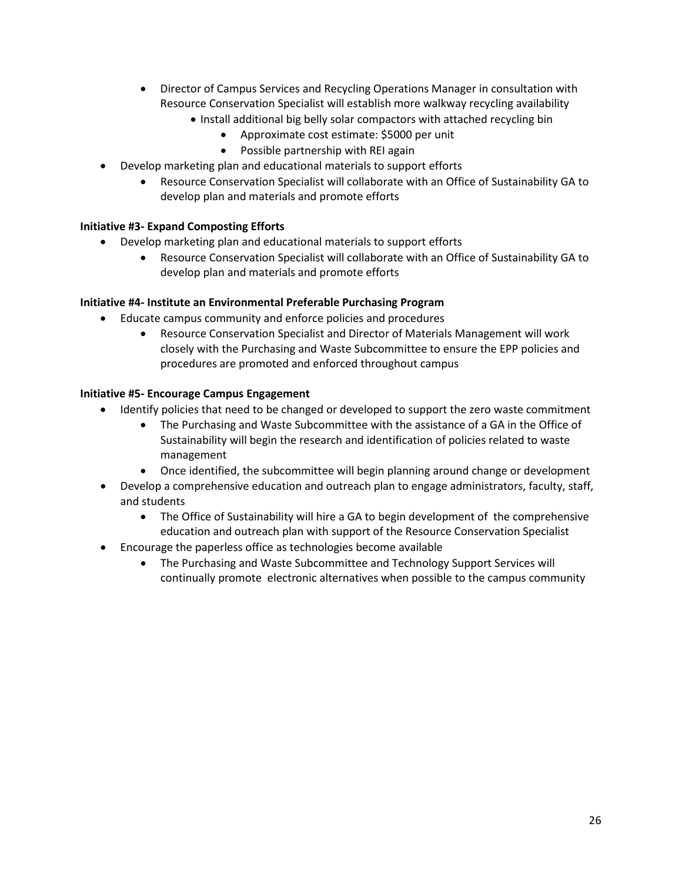- Director of Campus Services and Recycling Operations Manager in consultation with Resource Conservation Specialist will establish more walkway recycling availability
    - Install additional big belly solar compactors with attached recycling bin
        - Approximate cost estimate: $5000 per unit
        - Possible partnership with REI again
- Develop marketing plan and educational materials to support efforts
    - Resource Conservation Specialist will collaborate with an Office of Sustainability GA to develop plan and materials and promote efforts

**Initiative #3- Expand Composting Efforts**

- Develop marketing plan and educational materials to support efforts
    - Resource Conservation Specialist will collaborate with an Office of Sustainability GA to develop plan and materials and promote efforts

**Initiative #4- Institute an Environmental Preferable Purchasing Program**

- Educate campus community and enforce policies and procedures
    - Resource Conservation Specialist and Director of Materials Management will work closely with the Purchasing and Waste Subcommittee to ensure the EPP policies and procedures are promoted and enforced throughout campus

**Initiative #5- Encourage Campus Engagement**

- Identify policies that need to be changed or developed to support the zero waste commitment
    - The Purchasing and Waste Subcommittee with the assistance of a GA in the Office of Sustainability will begin the research and identification of policies related to waste management
    - Once identified, the subcommittee will begin planning around change or development
- Develop a comprehensive education and outreach plan to engage administrators, faculty, staff, and students
    - The Office of Sustainability will hire a GA to begin development of the comprehensive education and outreach plan with support of the Resource Conservation Specialist
- Encourage the paperless office as technologies become available
    - The Purchasing and Waste Subcommittee and Technology Support Services will continually promote electronic alternatives when possible to the campus community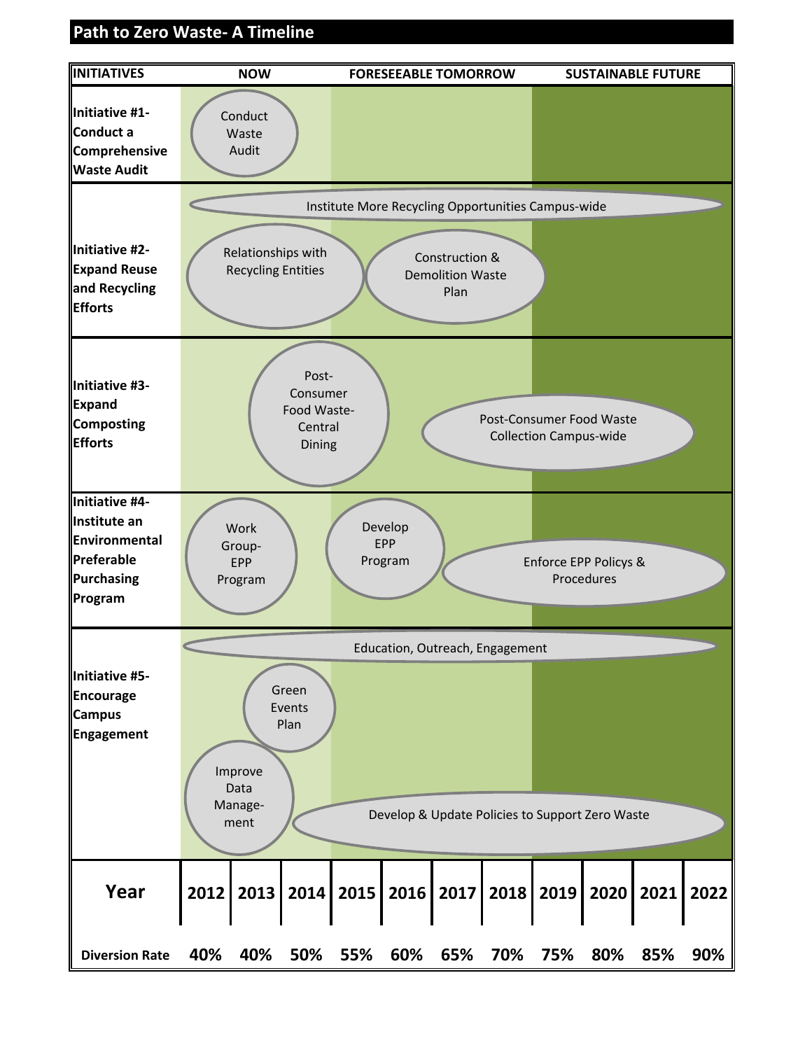## Path to Zero Waste- A Timeline

| INITIATIVES | NOW | FORESEEABLE TOMORROW | SUSTAINABLE FUTURE |
|---|---|---|---|
| **Initiative #1- Conduct a Comprehensive Waste Audit** | Conduct Waste Audit | | |
| **Initiative #2- Expand Reuse and Recycling Efforts** | Institute More Recycling Opportunities Campus-wide (2012–2022); Relationships with Recycling Entities | Construction & Demolition Waste Plan | |
| **Initiative #3- Expand Composting Efforts** | Post-Consumer Food Waste- Central Dining | Post-Consumer Food Waste Collection Campus-wide | Post-Consumer Food Waste Collection Campus-wide |
| **Initiative #4- Institute an Environmental Preferable Purchasing Program** | Work Group- EPP Program | Develop EPP Program; Enforce EPP Policys & Procedures | Enforce EPP Policys & Procedures |
| **Initiative #5- Encourage Campus Engagement** | Education, Outreach, Engagement (2012–2022); Green Events Plan; Improve Data Management | Develop & Update Policies to Support Zero Waste | Develop & Update Policies to Support Zero Waste |

| Year | 2012 | 2013 | 2014 | 2015 | 2016 | 2017 | 2018 | 2019 | 2020 | 2021 | 2022 |
|---|---|---|---|---|---|---|---|---|---|---|---|
| Diversion Rate | 40% | 40% | 50% | 55% | 60% | 65% | 70% | 75% | 80% | 85% | 90% |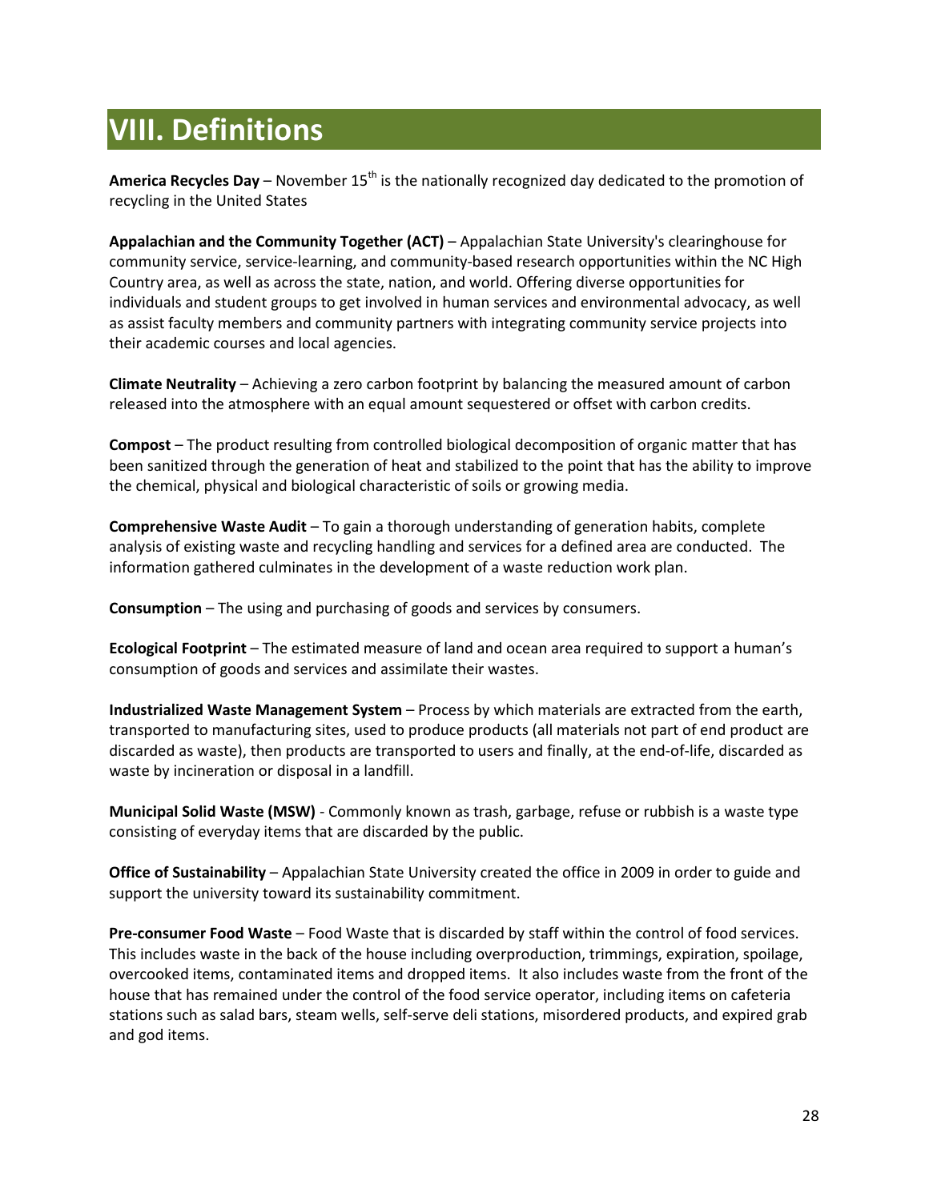# VIII. Definitions

**America Recycles Day** – November 15th is the nationally recognized day dedicated to the promotion of recycling in the United States

**Appalachian and the Community Together (ACT)** – Appalachian State University's clearinghouse for community service, service-learning, and community-based research opportunities within the NC High Country area, as well as across the state, nation, and world. Offering diverse opportunities for individuals and student groups to get involved in human services and environmental advocacy, as well as assist faculty members and community partners with integrating community service projects into their academic courses and local agencies.

**Climate Neutrality** – Achieving a zero carbon footprint by balancing the measured amount of carbon released into the atmosphere with an equal amount sequestered or offset with carbon credits.

**Compost** – The product resulting from controlled biological decomposition of organic matter that has been sanitized through the generation of heat and stabilized to the point that has the ability to improve the chemical, physical and biological characteristic of soils or growing media.

**Comprehensive Waste Audit** – To gain a thorough understanding of generation habits, complete analysis of existing waste and recycling handling and services for a defined area are conducted. The information gathered culminates in the development of a waste reduction work plan.

**Consumption** – The using and purchasing of goods and services by consumers.

**Ecological Footprint** – The estimated measure of land and ocean area required to support a human's consumption of goods and services and assimilate their wastes.

**Industrialized Waste Management System** – Process by which materials are extracted from the earth, transported to manufacturing sites, used to produce products (all materials not part of end product are discarded as waste), then products are transported to users and finally, at the end-of-life, discarded as waste by incineration or disposal in a landfill.

**Municipal Solid Waste (MSW)** - Commonly known as trash, garbage, refuse or rubbish is a waste type consisting of everyday items that are discarded by the public.

**Office of Sustainability** – Appalachian State University created the office in 2009 in order to guide and support the university toward its sustainability commitment.

**Pre-consumer Food Waste** – Food Waste that is discarded by staff within the control of food services. This includes waste in the back of the house including overproduction, trimmings, expiration, spoilage, overcooked items, contaminated items and dropped items. It also includes waste from the front of the house that has remained under the control of the food service operator, including items on cafeteria stations such as salad bars, steam wells, self-serve deli stations, misordered products, and expired grab and god items.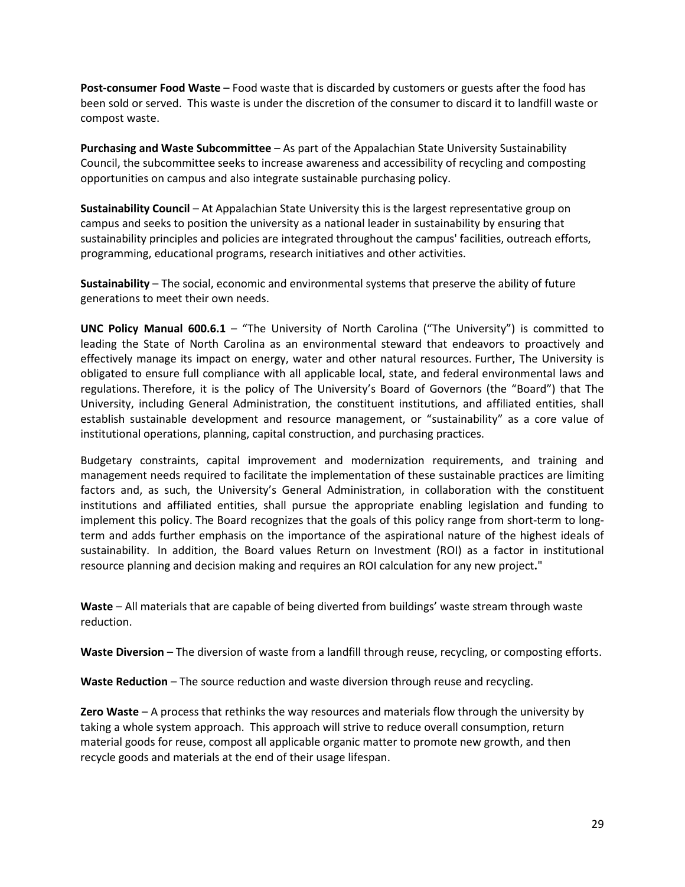**Post-consumer Food Waste** – Food waste that is discarded by customers or guests after the food has been sold or served. This waste is under the discretion of the consumer to discard it to landfill waste or compost waste.

**Purchasing and Waste Subcommittee** – As part of the Appalachian State University Sustainability Council, the subcommittee seeks to increase awareness and accessibility of recycling and composting opportunities on campus and also integrate sustainable purchasing policy.

**Sustainability Council** – At Appalachian State University this is the largest representative group on campus and seeks to position the university as a national leader in sustainability by ensuring that sustainability principles and policies are integrated throughout the campus' facilities, outreach efforts, programming, educational programs, research initiatives and other activities.

**Sustainability** – The social, economic and environmental systems that preserve the ability of future generations to meet their own needs.

**UNC Policy Manual 600.6.1** – "The University of North Carolina ("The University") is committed to leading the State of North Carolina as an environmental steward that endeavors to proactively and effectively manage its impact on energy, water and other natural resources. Further, The University is obligated to ensure full compliance with all applicable local, state, and federal environmental laws and regulations. Therefore, it is the policy of The University's Board of Governors (the "Board") that The University, including General Administration, the constituent institutions, and affiliated entities, shall establish sustainable development and resource management, or "sustainability" as a core value of institutional operations, planning, capital construction, and purchasing practices.

Budgetary constraints, capital improvement and modernization requirements, and training and management needs required to facilitate the implementation of these sustainable practices are limiting factors and, as such, the University's General Administration, in collaboration with the constituent institutions and affiliated entities, shall pursue the appropriate enabling legislation and funding to implement this policy. The Board recognizes that the goals of this policy range from short-term to long-term and adds further emphasis on the importance of the aspirational nature of the highest ideals of sustainability. In addition, the Board values Return on Investment (ROI) as a factor in institutional resource planning and decision making and requires an ROI calculation for any new project."

**Waste** – All materials that are capable of being diverted from buildings' waste stream through waste reduction.

**Waste Diversion** – The diversion of waste from a landfill through reuse, recycling, or composting efforts.

**Waste Reduction** – The source reduction and waste diversion through reuse and recycling.

**Zero Waste** – A process that rethinks the way resources and materials flow through the university by taking a whole system approach. This approach will strive to reduce overall consumption, return material goods for reuse, compost all applicable organic matter to promote new growth, and then recycle goods and materials at the end of their usage lifespan.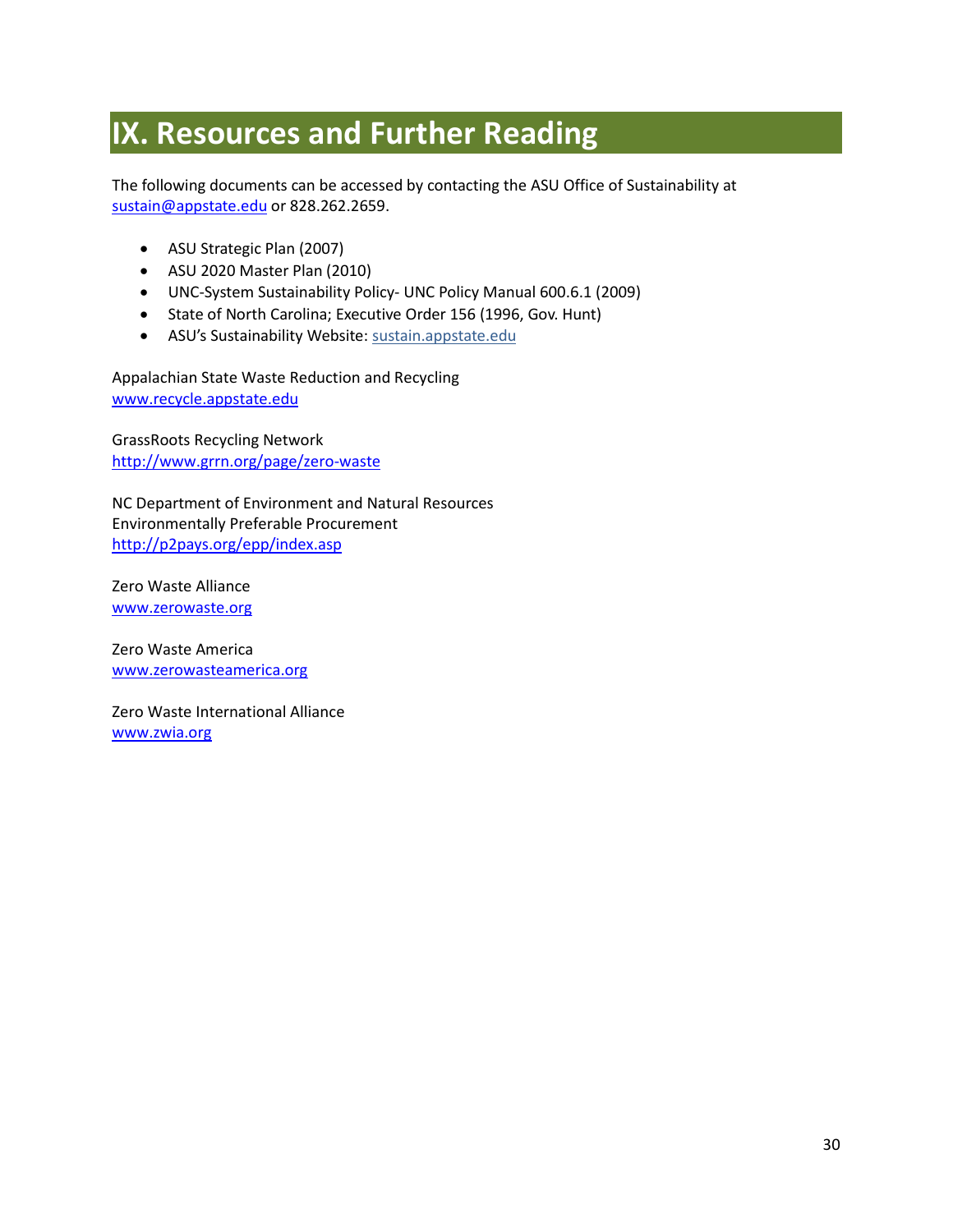# IX. Resources and Further Reading

The following documents can be accessed by contacting the ASU Office of Sustainability at sustain@appstate.edu or 828.262.2659.

- ASU Strategic Plan (2007)
- ASU 2020 Master Plan (2010)
- UNC-System Sustainability Policy- UNC Policy Manual 600.6.1 (2009)
- State of North Carolina; Executive Order 156 (1996, Gov. Hunt)
- ASU's Sustainability Website: sustain.appstate.edu

Appalachian State Waste Reduction and Recycling
www.recycle.appstate.edu

GrassRoots Recycling Network
http://www.grrn.org/page/zero-waste

NC Department of Environment and Natural Resources
Environmentally Preferable Procurement
http://p2pays.org/epp/index.asp

Zero Waste Alliance
www.zerowaste.org

Zero Waste America
www.zerowasteamerica.org

Zero Waste International Alliance
www.zwia.org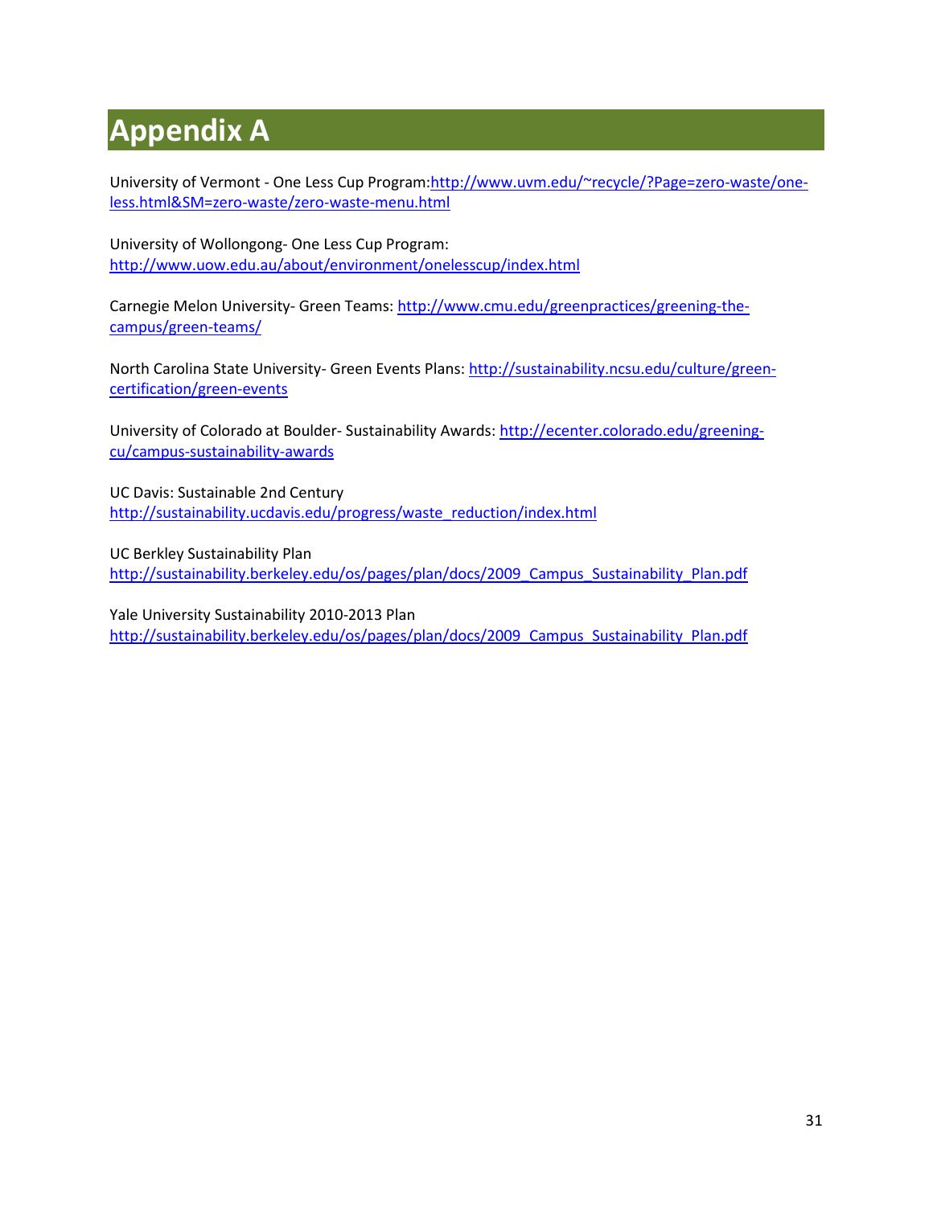# Appendix A

University of Vermont - One Less Cup Program:http://www.uvm.edu/~recycle/?Page=zero-waste/one-less.html&SM=zero-waste/zero-waste-menu.html

University of Wollongong- One Less Cup Program:
http://www.uow.edu.au/about/environment/onelesscup/index.html

Carnegie Melon University- Green Teams: http://www.cmu.edu/greenpractices/greening-the-campus/green-teams/

North Carolina State University- Green Events Plans: http://sustainability.ncsu.edu/culture/green-certification/green-events

University of Colorado at Boulder- Sustainability Awards: http://ecenter.colorado.edu/greening-cu/campus-sustainability-awards

UC Davis: Sustainable 2nd Century
http://sustainability.ucdavis.edu/progress/waste_reduction/index.html

UC Berkley Sustainability Plan
http://sustainability.berkeley.edu/os/pages/plan/docs/2009_Campus_Sustainability_Plan.pdf

Yale University Sustainability 2010-2013 Plan
http://sustainability.berkeley.edu/os/pages/plan/docs/2009_Campus_Sustainability_Plan.pdf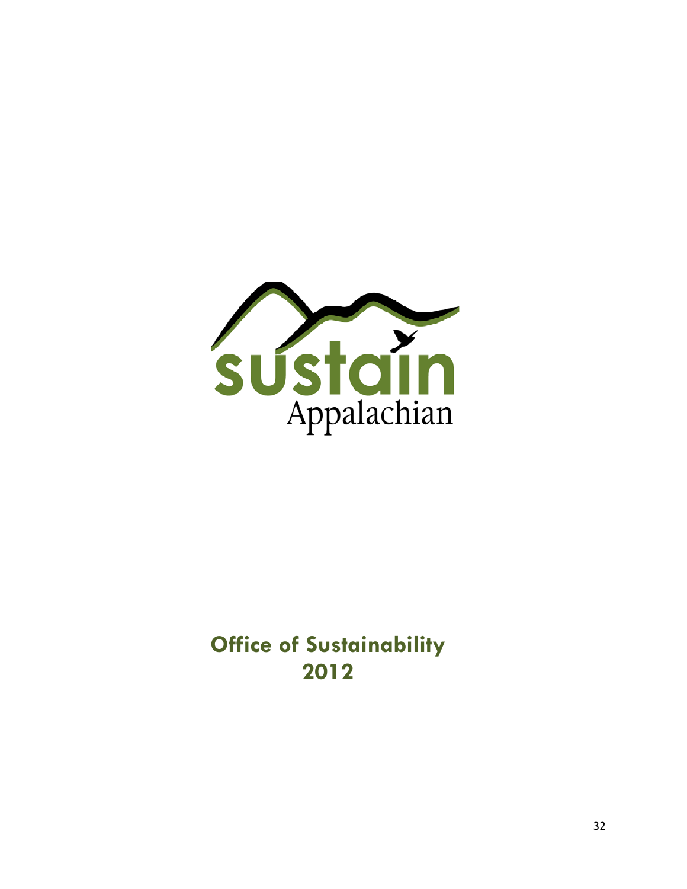sustain

Appalachian

**Office of Sustainability**
**2012**